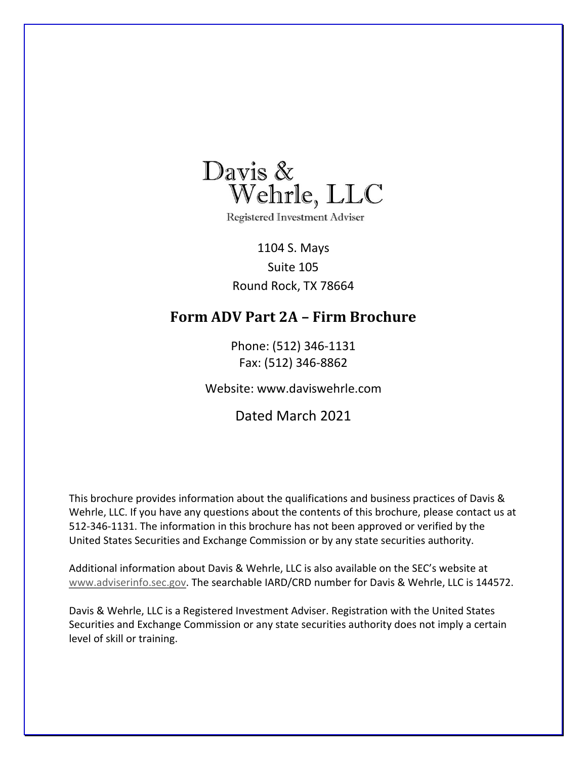Davis &
Wehrle, LLC

Registered Investment Adviser

1104 S. Mays
Suite 105
Round Rock, TX 78664

# Form ADV Part 2A – Firm Brochure

Phone: (512) 346-1131
Fax: (512) 346-8862

Website: www.daviswehrle.com

Dated March 2021

This brochure provides information about the qualifications and business practices of Davis & Wehrle, LLC. If you have any questions about the contents of this brochure, please contact us at 512-346-1131. The information in this brochure has not been approved or verified by the United States Securities and Exchange Commission or by any state securities authority.

Additional information about Davis & Wehrle, LLC is also available on the SEC's website at www.adviserinfo.sec.gov. The searchable IARD/CRD number for Davis & Wehrle, LLC is 144572.

Davis & Wehrle, LLC is a Registered Investment Adviser. Registration with the United States Securities and Exchange Commission or any state securities authority does not imply a certain level of skill or training.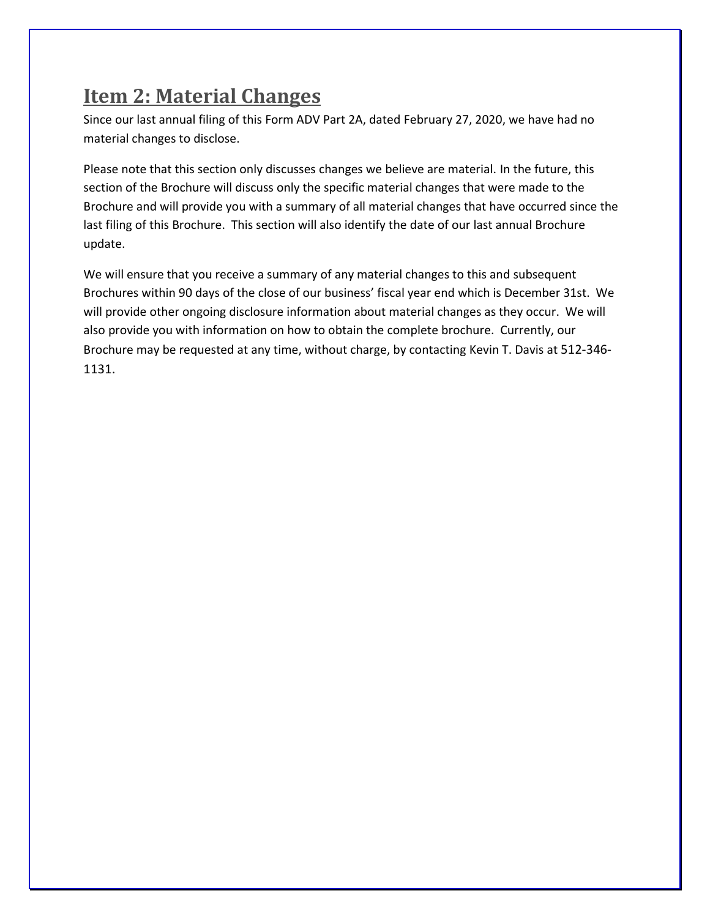## Item 2: Material Changes

Since our last annual filing of this Form ADV Part 2A, dated February 27, 2020, we have had no material changes to disclose.

Please note that this section only discusses changes we believe are material. In the future, this section of the Brochure will discuss only the specific material changes that were made to the Brochure and will provide you with a summary of all material changes that have occurred since the last filing of this Brochure. This section will also identify the date of our last annual Brochure update.

We will ensure that you receive a summary of any material changes to this and subsequent Brochures within 90 days of the close of our business' fiscal year end which is December 31st. We will provide other ongoing disclosure information about material changes as they occur. We will also provide you with information on how to obtain the complete brochure. Currently, our Brochure may be requested at any time, without charge, by contacting Kevin T. Davis at 512-346-1131.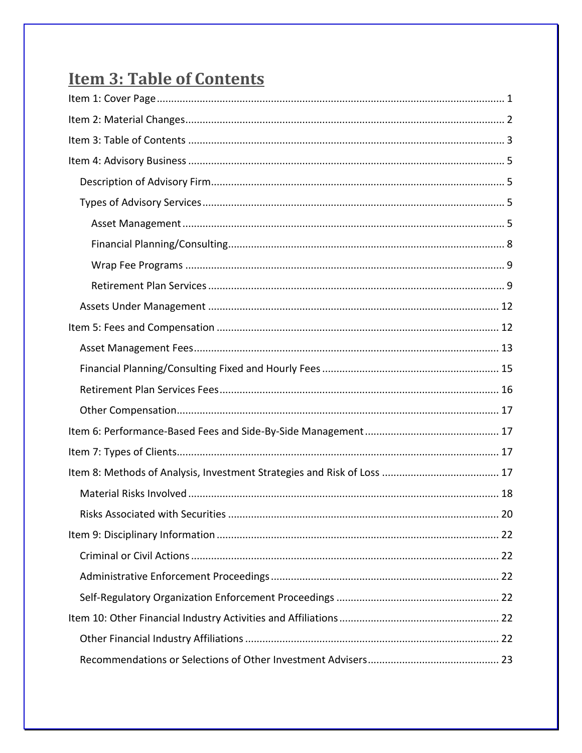# Item 3: Table of Contents

Item 1: Cover Page ........................................................................................................................ 1

Item 2: Material Changes.............................................................................................................. 2

Item 3: Table of Contents ............................................................................................................. 3

Item 4: Advisory Business ............................................................................................................. 5

- Description of Advisory Firm..................................................................................................... 5
- Types of Advisory Services ........................................................................................................ 5
  - Asset Management ............................................................................................................... 5
  - Financial Planning/Consulting............................................................................................... 8
  - Wrap Fee Programs .............................................................................................................. 9
  - Retirement Plan Services ...................................................................................................... 9
- Assets Under Management ..................................................................................................... 12

Item 5: Fees and Compensation .................................................................................................. 12

- Asset Management Fees.......................................................................................................... 13
- Financial Planning/Consulting Fixed and Hourly Fees ............................................................. 15
- Retirement Plan Services Fees................................................................................................. 16
- Other Compensation................................................................................................................ 17

Item 6: Performance-Based Fees and Side-By-Side Management ............................................... 17

Item 7: Types of Clients................................................................................................................ 17

Item 8: Methods of Analysis, Investment Strategies and Risk of Loss ......................................... 17

- Material Risks Involved ............................................................................................................ 18
- Risks Associated with Securities .............................................................................................. 20

Item 9: Disciplinary Information .................................................................................................. 22

- Criminal or Civil Actions ........................................................................................................... 22
- Administrative Enforcement Proceedings ............................................................................... 22
- Self-Regulatory Organization Enforcement Proceedings ......................................................... 22

Item 10: Other Financial Industry Activities and Affiliations ........................................................ 22

- Other Financial Industry Affiliations ........................................................................................ 22
- Recommendations or Selections of Other Investment Advisers............................................. 23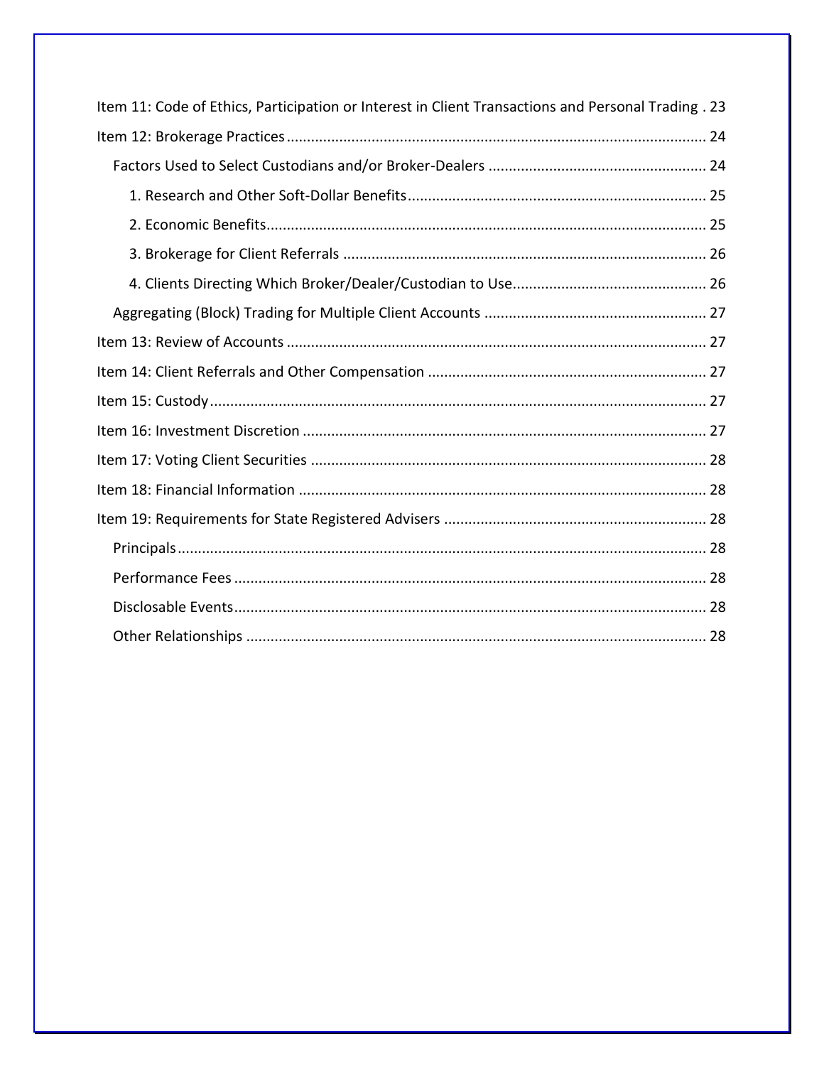Item 11: Code of Ethics, Participation or Interest in Client Transactions and Personal Trading . 23

Item 12: Brokerage Practices ........ 24

- Factors Used to Select Custodians and/or Broker-Dealers ........ 24
  - 1. Research and Other Soft-Dollar Benefits ........ 25
  - 2. Economic Benefits ........ 25
  - 3. Brokerage for Client Referrals ........ 26
  - 4. Clients Directing Which Broker/Dealer/Custodian to Use ........ 26
- Aggregating (Block) Trading for Multiple Client Accounts ........ 27

Item 13: Review of Accounts ........ 27

Item 14: Client Referrals and Other Compensation ........ 27

Item 15: Custody ........ 27

Item 16: Investment Discretion ........ 27

Item 17: Voting Client Securities ........ 28

Item 18: Financial Information ........ 28

Item 19: Requirements for State Registered Advisers ........ 28

- Principals ........ 28
- Performance Fees ........ 28
- Disclosable Events ........ 28
- Other Relationships ........ 28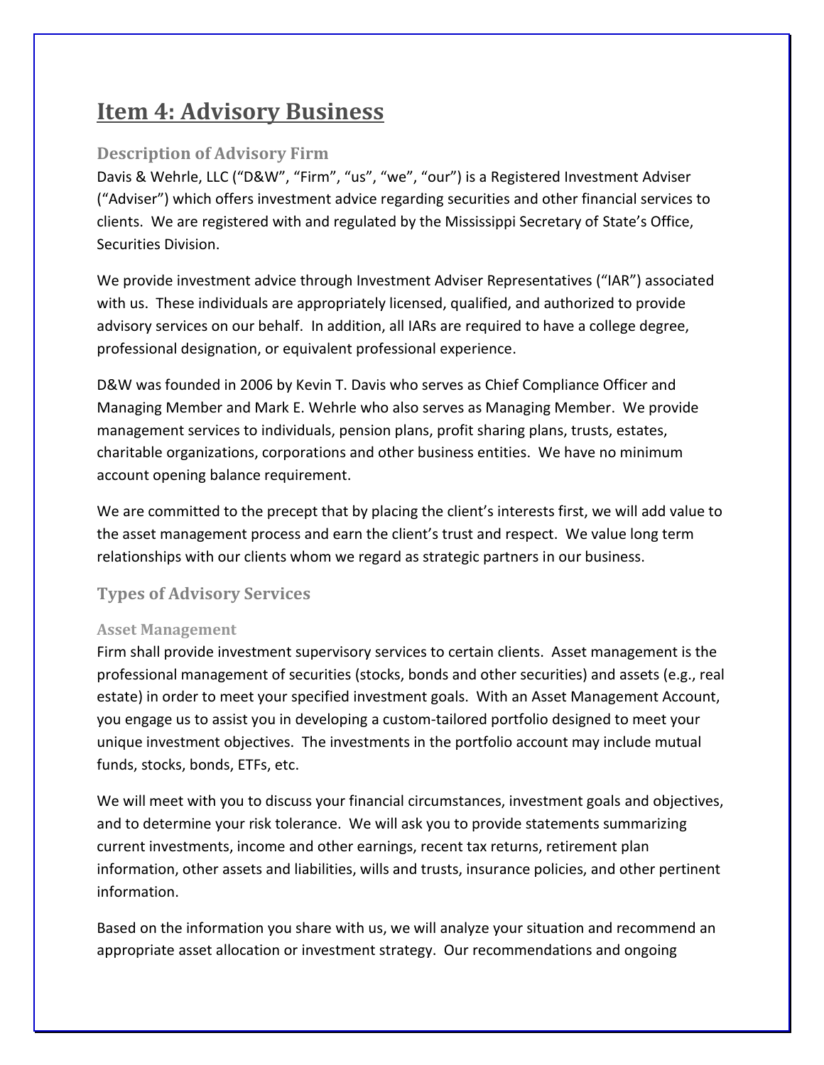# Item 4: Advisory Business

## Description of Advisory Firm

Davis & Wehrle, LLC ("D&W", "Firm", "us", "we", "our") is a Registered Investment Adviser ("Adviser") which offers investment advice regarding securities and other financial services to clients. We are registered with and regulated by the Mississippi Secretary of State's Office, Securities Division.

We provide investment advice through Investment Adviser Representatives ("IAR") associated with us. These individuals are appropriately licensed, qualified, and authorized to provide advisory services on our behalf. In addition, all IARs are required to have a college degree, professional designation, or equivalent professional experience.

D&W was founded in 2006 by Kevin T. Davis who serves as Chief Compliance Officer and Managing Member and Mark E. Wehrle who also serves as Managing Member. We provide management services to individuals, pension plans, profit sharing plans, trusts, estates, charitable organizations, corporations and other business entities. We have no minimum account opening balance requirement.

We are committed to the precept that by placing the client's interests first, we will add value to the asset management process and earn the client's trust and respect. We value long term relationships with our clients whom we regard as strategic partners in our business.

## Types of Advisory Services

### Asset Management

Firm shall provide investment supervisory services to certain clients. Asset management is the professional management of securities (stocks, bonds and other securities) and assets (e.g., real estate) in order to meet your specified investment goals. With an Asset Management Account, you engage us to assist you in developing a custom-tailored portfolio designed to meet your unique investment objectives. The investments in the portfolio account may include mutual funds, stocks, bonds, ETFs, etc.

We will meet with you to discuss your financial circumstances, investment goals and objectives, and to determine your risk tolerance. We will ask you to provide statements summarizing current investments, income and other earnings, recent tax returns, retirement plan information, other assets and liabilities, wills and trusts, insurance policies, and other pertinent information.

Based on the information you share with us, we will analyze your situation and recommend an appropriate asset allocation or investment strategy. Our recommendations and ongoing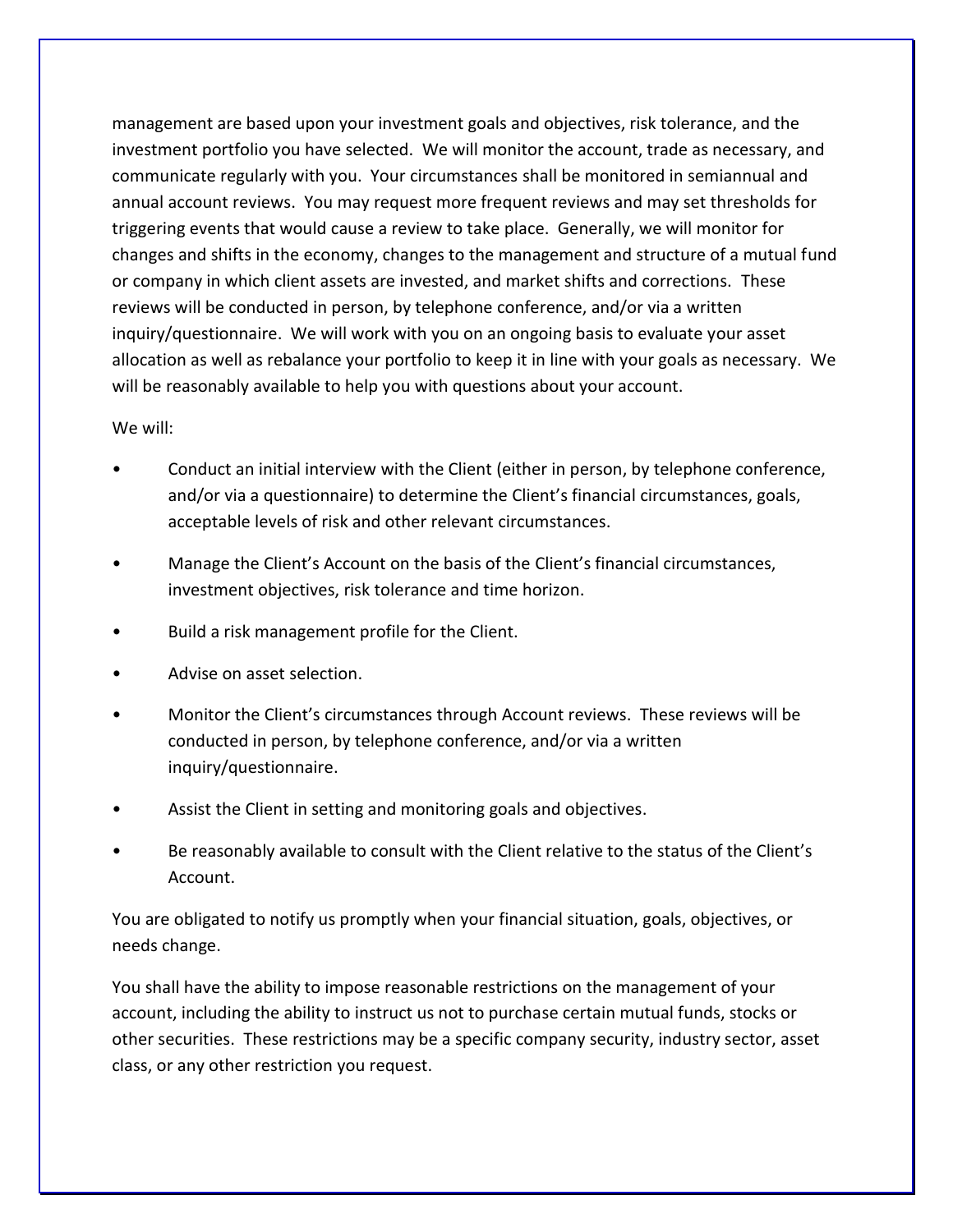management are based upon your investment goals and objectives, risk tolerance, and the investment portfolio you have selected. We will monitor the account, trade as necessary, and communicate regularly with you. Your circumstances shall be monitored in semiannual and annual account reviews. You may request more frequent reviews and may set thresholds for triggering events that would cause a review to take place. Generally, we will monitor for changes and shifts in the economy, changes to the management and structure of a mutual fund or company in which client assets are invested, and market shifts and corrections. These reviews will be conducted in person, by telephone conference, and/or via a written inquiry/questionnaire. We will work with you on an ongoing basis to evaluate your asset allocation as well as rebalance your portfolio to keep it in line with your goals as necessary. We will be reasonably available to help you with questions about your account.

We will:

- Conduct an initial interview with the Client (either in person, by telephone conference, and/or via a questionnaire) to determine the Client's financial circumstances, goals, acceptable levels of risk and other relevant circumstances.
- Manage the Client's Account on the basis of the Client's financial circumstances, investment objectives, risk tolerance and time horizon.
- Build a risk management profile for the Client.
- Advise on asset selection.
- Monitor the Client's circumstances through Account reviews. These reviews will be conducted in person, by telephone conference, and/or via a written inquiry/questionnaire.
- Assist the Client in setting and monitoring goals and objectives.
- Be reasonably available to consult with the Client relative to the status of the Client's Account.

You are obligated to notify us promptly when your financial situation, goals, objectives, or needs change.

You shall have the ability to impose reasonable restrictions on the management of your account, including the ability to instruct us not to purchase certain mutual funds, stocks or other securities. These restrictions may be a specific company security, industry sector, asset class, or any other restriction you request.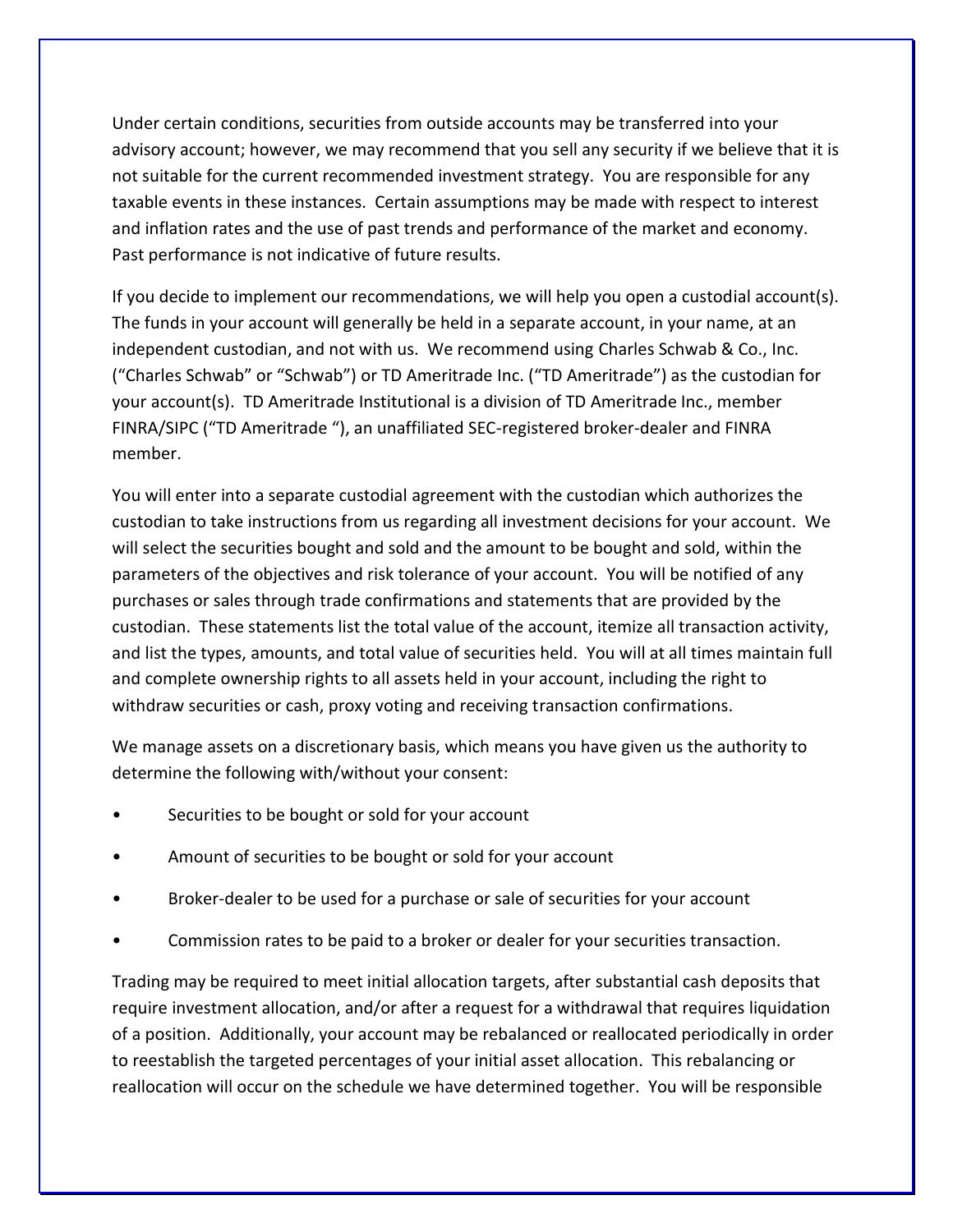Under certain conditions, securities from outside accounts may be transferred into your advisory account; however, we may recommend that you sell any security if we believe that it is not suitable for the current recommended investment strategy. You are responsible for any taxable events in these instances. Certain assumptions may be made with respect to interest and inflation rates and the use of past trends and performance of the market and economy. Past performance is not indicative of future results.

If you decide to implement our recommendations, we will help you open a custodial account(s). The funds in your account will generally be held in a separate account, in your name, at an independent custodian, and not with us. We recommend using Charles Schwab & Co., Inc. ("Charles Schwab" or "Schwab") or TD Ameritrade Inc. ("TD Ameritrade") as the custodian for your account(s). TD Ameritrade Institutional is a division of TD Ameritrade Inc., member FINRA/SIPC ("TD Ameritrade "), an unaffiliated SEC-registered broker-dealer and FINRA member.

You will enter into a separate custodial agreement with the custodian which authorizes the custodian to take instructions from us regarding all investment decisions for your account. We will select the securities bought and sold and the amount to be bought and sold, within the parameters of the objectives and risk tolerance of your account. You will be notified of any purchases or sales through trade confirmations and statements that are provided by the custodian. These statements list the total value of the account, itemize all transaction activity, and list the types, amounts, and total value of securities held. You will at all times maintain full and complete ownership rights to all assets held in your account, including the right to withdraw securities or cash, proxy voting and receiving transaction confirmations.

We manage assets on a discretionary basis, which means you have given us the authority to determine the following with/without your consent:

- Securities to be bought or sold for your account
- Amount of securities to be bought or sold for your account
- Broker-dealer to be used for a purchase or sale of securities for your account
- Commission rates to be paid to a broker or dealer for your securities transaction.

Trading may be required to meet initial allocation targets, after substantial cash deposits that require investment allocation, and/or after a request for a withdrawal that requires liquidation of a position. Additionally, your account may be rebalanced or reallocated periodically in order to reestablish the targeted percentages of your initial asset allocation. This rebalancing or reallocation will occur on the schedule we have determined together. You will be responsible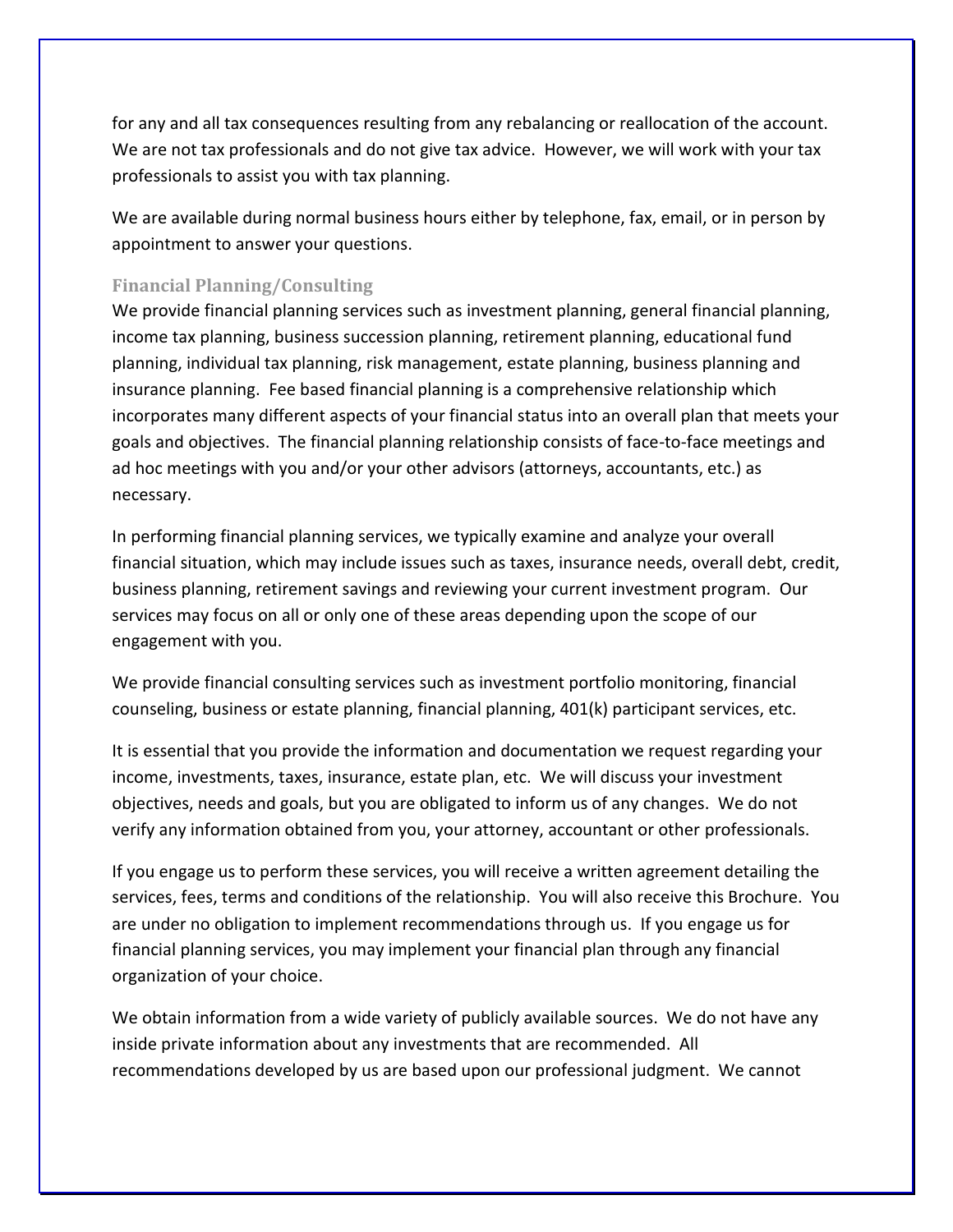for any and all tax consequences resulting from any rebalancing or reallocation of the account. We are not tax professionals and do not give tax advice. However, we will work with your tax professionals to assist you with tax planning.

We are available during normal business hours either by telephone, fax, email, or in person by appointment to answer your questions.

### Financial Planning/Consulting

We provide financial planning services such as investment planning, general financial planning, income tax planning, business succession planning, retirement planning, educational fund planning, individual tax planning, risk management, estate planning, business planning and insurance planning. Fee based financial planning is a comprehensive relationship which incorporates many different aspects of your financial status into an overall plan that meets your goals and objectives. The financial planning relationship consists of face-to-face meetings and ad hoc meetings with you and/or your other advisors (attorneys, accountants, etc.) as necessary.

In performing financial planning services, we typically examine and analyze your overall financial situation, which may include issues such as taxes, insurance needs, overall debt, credit, business planning, retirement savings and reviewing your current investment program. Our services may focus on all or only one of these areas depending upon the scope of our engagement with you.

We provide financial consulting services such as investment portfolio monitoring, financial counseling, business or estate planning, financial planning, 401(k) participant services, etc.

It is essential that you provide the information and documentation we request regarding your income, investments, taxes, insurance, estate plan, etc. We will discuss your investment objectives, needs and goals, but you are obligated to inform us of any changes. We do not verify any information obtained from you, your attorney, accountant or other professionals.

If you engage us to perform these services, you will receive a written agreement detailing the services, fees, terms and conditions of the relationship. You will also receive this Brochure. You are under no obligation to implement recommendations through us. If you engage us for financial planning services, you may implement your financial plan through any financial organization of your choice.

We obtain information from a wide variety of publicly available sources. We do not have any inside private information about any investments that are recommended. All recommendations developed by us are based upon our professional judgment. We cannot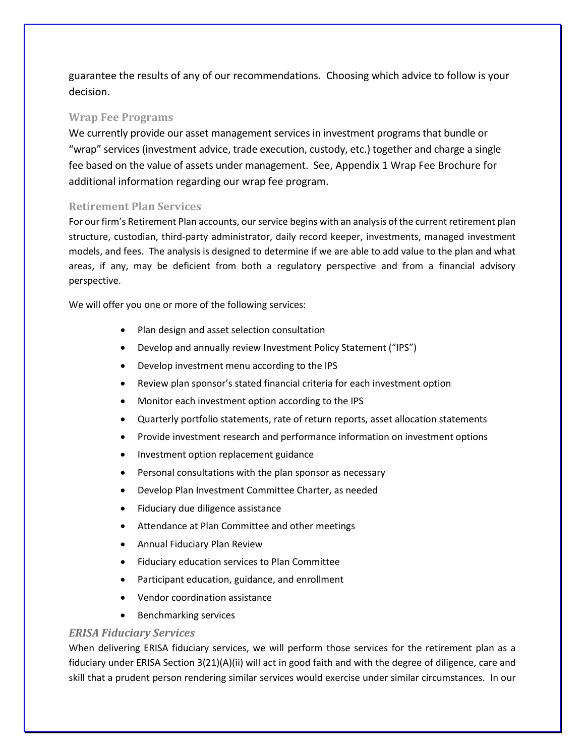guarantee the results of any of our recommendations. Choosing which advice to follow is your decision.

### Wrap Fee Programs

We currently provide our asset management services in investment programs that bundle or "wrap" services (investment advice, trade execution, custody, etc.) together and charge a single fee based on the value of assets under management. See, Appendix 1 Wrap Fee Brochure for additional information regarding our wrap fee program.

### Retirement Plan Services

For our firm's Retirement Plan accounts, our service begins with an analysis of the current retirement plan structure, custodian, third-party administrator, daily record keeper, investments, managed investment models, and fees. The analysis is designed to determine if we are able to add value to the plan and what areas, if any, may be deficient from both a regulatory perspective and from a financial advisory perspective.

We will offer you one or more of the following services:

- Plan design and asset selection consultation
- Develop and annually review Investment Policy Statement ("IPS")
- Develop investment menu according to the IPS
- Review plan sponsor's stated financial criteria for each investment option
- Monitor each investment option according to the IPS
- Quarterly portfolio statements, rate of return reports, asset allocation statements
- Provide investment research and performance information on investment options
- Investment option replacement guidance
- Personal consultations with the plan sponsor as necessary
- Develop Plan Investment Committee Charter, as needed
- Fiduciary due diligence assistance
- Attendance at Plan Committee and other meetings
- Annual Fiduciary Plan Review
- Fiduciary education services to Plan Committee
- Participant education, guidance, and enrollment
- Vendor coordination assistance
- Benchmarking services

#### *ERISA Fiduciary Services*

When delivering ERISA fiduciary services, we will perform those services for the retirement plan as a fiduciary under ERISA Section 3(21)(A)(ii) will act in good faith and with the degree of diligence, care and skill that a prudent person rendering similar services would exercise under similar circumstances. In our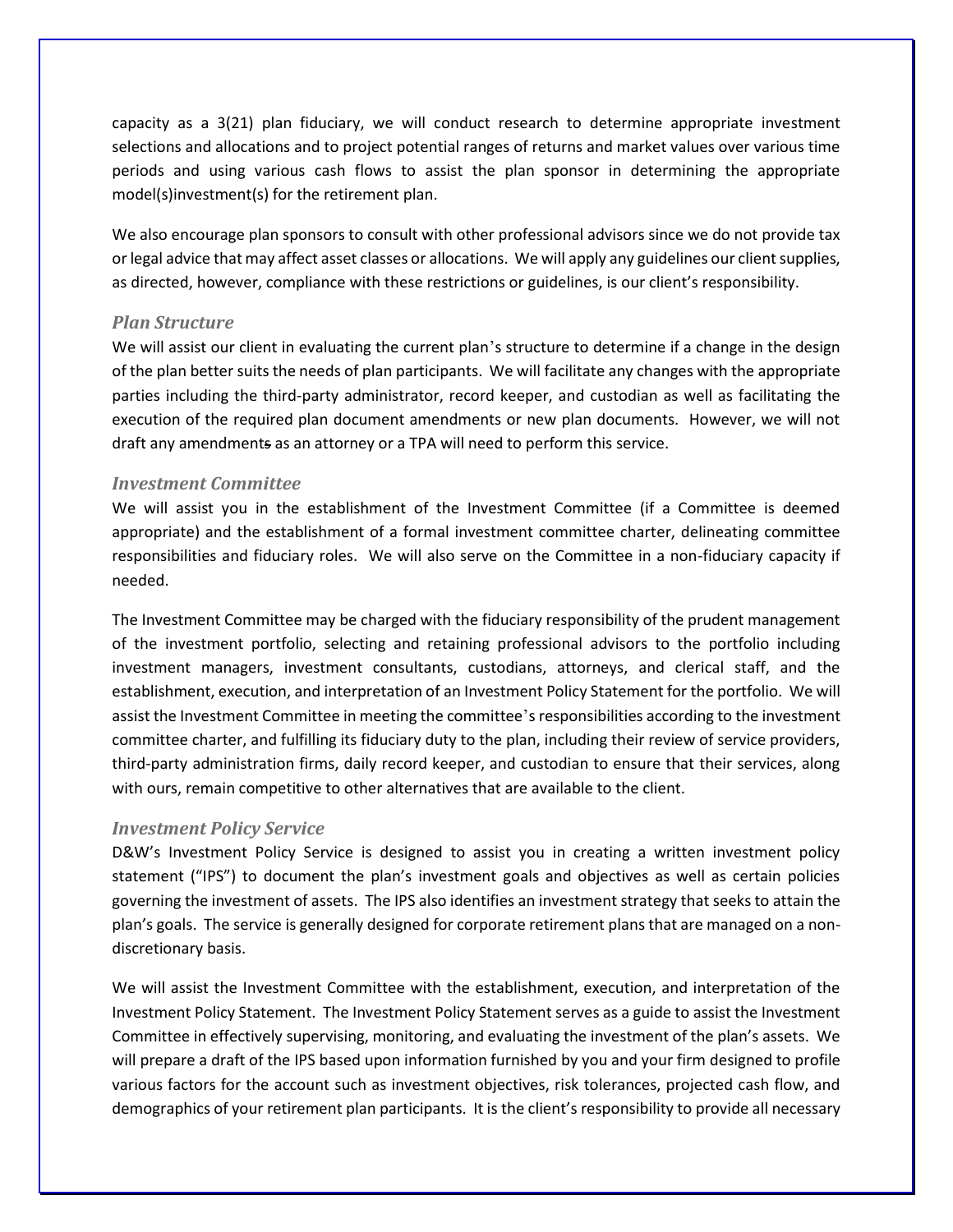capacity as a 3(21) plan fiduciary, we will conduct research to determine appropriate investment selections and allocations and to project potential ranges of returns and market values over various time periods and using various cash flows to assist the plan sponsor in determining the appropriate model(s)investment(s) for the retirement plan.

We also encourage plan sponsors to consult with other professional advisors since we do not provide tax or legal advice that may affect asset classes or allocations. We will apply any guidelines our client supplies, as directed, however, compliance with these restrictions or guidelines, is our client's responsibility.

### *Plan Structure*

We will assist our client in evaluating the current plan's structure to determine if a change in the design of the plan better suits the needs of plan participants. We will facilitate any changes with the appropriate parties including the third-party administrator, record keeper, and custodian as well as facilitating the execution of the required plan document amendments or new plan documents. However, we will not draft any amendments as an attorney or a TPA will need to perform this service.

### *Investment Committee*

We will assist you in the establishment of the Investment Committee (if a Committee is deemed appropriate) and the establishment of a formal investment committee charter, delineating committee responsibilities and fiduciary roles. We will also serve on the Committee in a non-fiduciary capacity if needed.

The Investment Committee may be charged with the fiduciary responsibility of the prudent management of the investment portfolio, selecting and retaining professional advisors to the portfolio including investment managers, investment consultants, custodians, attorneys, and clerical staff, and the establishment, execution, and interpretation of an Investment Policy Statement for the portfolio. We will assist the Investment Committee in meeting the committee's responsibilities according to the investment committee charter, and fulfilling its fiduciary duty to the plan, including their review of service providers, third-party administration firms, daily record keeper, and custodian to ensure that their services, along with ours, remain competitive to other alternatives that are available to the client.

### *Investment Policy Service*

D&W's Investment Policy Service is designed to assist you in creating a written investment policy statement ("IPS") to document the plan's investment goals and objectives as well as certain policies governing the investment of assets. The IPS also identifies an investment strategy that seeks to attain the plan's goals. The service is generally designed for corporate retirement plans that are managed on a non-discretionary basis.

We will assist the Investment Committee with the establishment, execution, and interpretation of the Investment Policy Statement. The Investment Policy Statement serves as a guide to assist the Investment Committee in effectively supervising, monitoring, and evaluating the investment of the plan's assets. We will prepare a draft of the IPS based upon information furnished by you and your firm designed to profile various factors for the account such as investment objectives, risk tolerances, projected cash flow, and demographics of your retirement plan participants. It is the client's responsibility to provide all necessary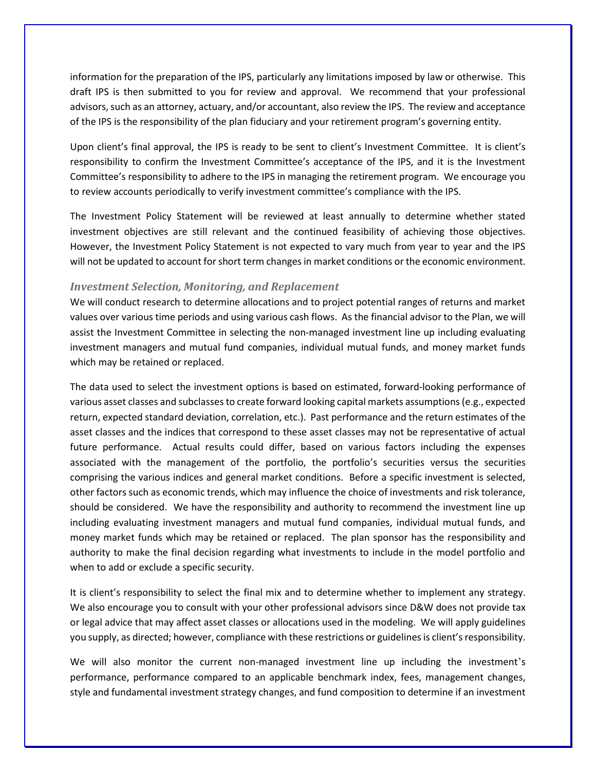information for the preparation of the IPS, particularly any limitations imposed by law or otherwise. This draft IPS is then submitted to you for review and approval. We recommend that your professional advisors, such as an attorney, actuary, and/or accountant, also review the IPS. The review and acceptance of the IPS is the responsibility of the plan fiduciary and your retirement program's governing entity.

Upon client's final approval, the IPS is ready to be sent to client's Investment Committee. It is client's responsibility to confirm the Investment Committee's acceptance of the IPS, and it is the Investment Committee's responsibility to adhere to the IPS in managing the retirement program. We encourage you to review accounts periodically to verify investment committee's compliance with the IPS.

The Investment Policy Statement will be reviewed at least annually to determine whether stated investment objectives are still relevant and the continued feasibility of achieving those objectives. However, the Investment Policy Statement is not expected to vary much from year to year and the IPS will not be updated to account for short term changes in market conditions or the economic environment.

### *Investment Selection, Monitoring, and Replacement*

We will conduct research to determine allocations and to project potential ranges of returns and market values over various time periods and using various cash flows. As the financial advisor to the Plan, we will assist the Investment Committee in selecting the non-managed investment line up including evaluating investment managers and mutual fund companies, individual mutual funds, and money market funds which may be retained or replaced.

The data used to select the investment options is based on estimated, forward-looking performance of various asset classes and subclasses to create forward looking capital markets assumptions (e.g., expected return, expected standard deviation, correlation, etc.). Past performance and the return estimates of the asset classes and the indices that correspond to these asset classes may not be representative of actual future performance. Actual results could differ, based on various factors including the expenses associated with the management of the portfolio, the portfolio's securities versus the securities comprising the various indices and general market conditions. Before a specific investment is selected, other factors such as economic trends, which may influence the choice of investments and risk tolerance, should be considered. We have the responsibility and authority to recommend the investment line up including evaluating investment managers and mutual fund companies, individual mutual funds, and money market funds which may be retained or replaced. The plan sponsor has the responsibility and authority to make the final decision regarding what investments to include in the model portfolio and when to add or exclude a specific security.

It is client's responsibility to select the final mix and to determine whether to implement any strategy. We also encourage you to consult with your other professional advisors since D&W does not provide tax or legal advice that may affect asset classes or allocations used in the modeling. We will apply guidelines you supply, as directed; however, compliance with these restrictions or guidelines is client's responsibility.

We will also monitor the current non-managed investment line up including the investment's performance, performance compared to an applicable benchmark index, fees, management changes, style and fundamental investment strategy changes, and fund composition to determine if an investment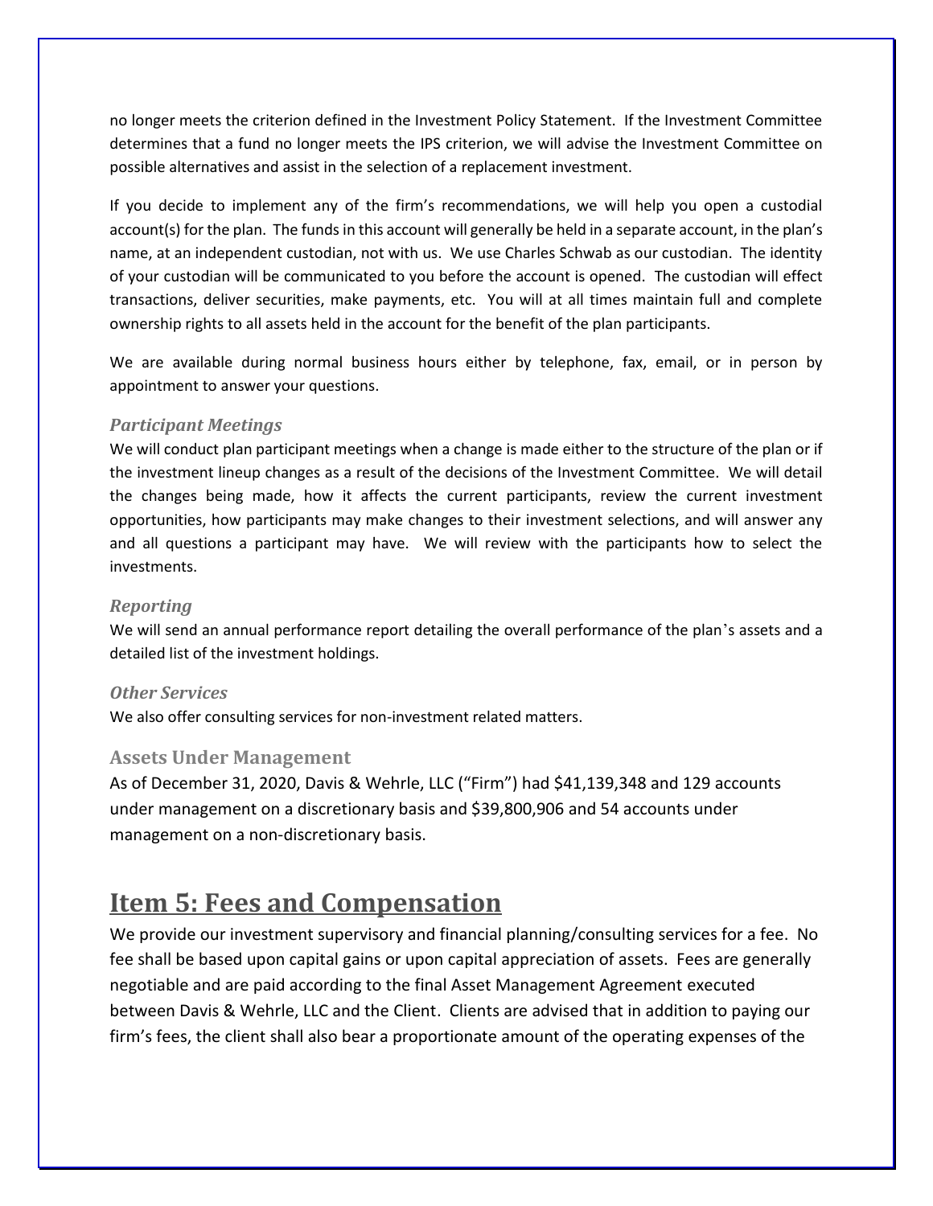no longer meets the criterion defined in the Investment Policy Statement. If the Investment Committee determines that a fund no longer meets the IPS criterion, we will advise the Investment Committee on possible alternatives and assist in the selection of a replacement investment.

If you decide to implement any of the firm's recommendations, we will help you open a custodial account(s) for the plan. The funds in this account will generally be held in a separate account, in the plan's name, at an independent custodian, not with us. We use Charles Schwab as our custodian. The identity of your custodian will be communicated to you before the account is opened. The custodian will effect transactions, deliver securities, make payments, etc. You will at all times maintain full and complete ownership rights to all assets held in the account for the benefit of the plan participants.

We are available during normal business hours either by telephone, fax, email, or in person by appointment to answer your questions.

### *Participant Meetings*

We will conduct plan participant meetings when a change is made either to the structure of the plan or if the investment lineup changes as a result of the decisions of the Investment Committee. We will detail the changes being made, how it affects the current participants, review the current investment opportunities, how participants may make changes to their investment selections, and will answer any and all questions a participant may have. We will review with the participants how to select the investments.

### *Reporting*

We will send an annual performance report detailing the overall performance of the plan's assets and a detailed list of the investment holdings.

### *Other Services*

We also offer consulting services for non-investment related matters.

### Assets Under Management

As of December 31, 2020, Davis & Wehrle, LLC ("Firm") had $41,139,348 and 129 accounts under management on a discretionary basis and $39,800,906 and 54 accounts under management on a non-discretionary basis.

## Item 5: Fees and Compensation

We provide our investment supervisory and financial planning/consulting services for a fee. No fee shall be based upon capital gains or upon capital appreciation of assets. Fees are generally negotiable and are paid according to the final Asset Management Agreement executed between Davis & Wehrle, LLC and the Client. Clients are advised that in addition to paying our firm's fees, the client shall also bear a proportionate amount of the operating expenses of the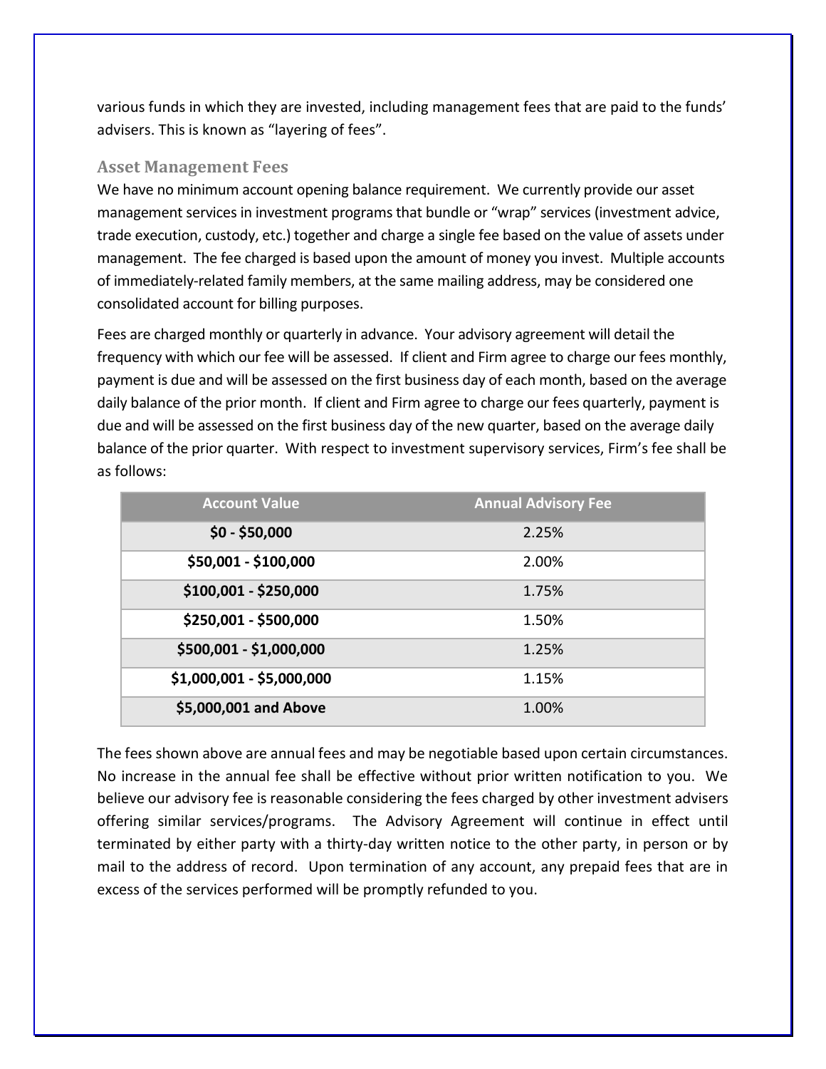various funds in which they are invested, including management fees that are paid to the funds' advisers. This is known as "layering of fees".

### Asset Management Fees

We have no minimum account opening balance requirement. We currently provide our asset management services in investment programs that bundle or "wrap" services (investment advice, trade execution, custody, etc.) together and charge a single fee based on the value of assets under management. The fee charged is based upon the amount of money you invest. Multiple accounts of immediately-related family members, at the same mailing address, may be considered one consolidated account for billing purposes.

Fees are charged monthly or quarterly in advance. Your advisory agreement will detail the frequency with which our fee will be assessed. If client and Firm agree to charge our fees monthly, payment is due and will be assessed on the first business day of each month, based on the average daily balance of the prior month. If client and Firm agree to charge our fees quarterly, payment is due and will be assessed on the first business day of the new quarter, based on the average daily balance of the prior quarter. With respect to investment supervisory services, Firm's fee shall be as follows:

| Account Value | Annual Advisory Fee |
| --- | --- |
| **$0 - $50,000** | 2.25% |
| **$50,001 - $100,000** | 2.00% |
| **$100,001 - $250,000** | 1.75% |
| **$250,001 - $500,000** | 1.50% |
| **$500,001 - $1,000,000** | 1.25% |
| **$1,000,001 - $5,000,000** | 1.15% |
| **$5,000,001 and Above** | 1.00% |

The fees shown above are annual fees and may be negotiable based upon certain circumstances. No increase in the annual fee shall be effective without prior written notification to you. We believe our advisory fee is reasonable considering the fees charged by other investment advisers offering similar services/programs. The Advisory Agreement will continue in effect until terminated by either party with a thirty-day written notice to the other party, in person or by mail to the address of record. Upon termination of any account, any prepaid fees that are in excess of the services performed will be promptly refunded to you.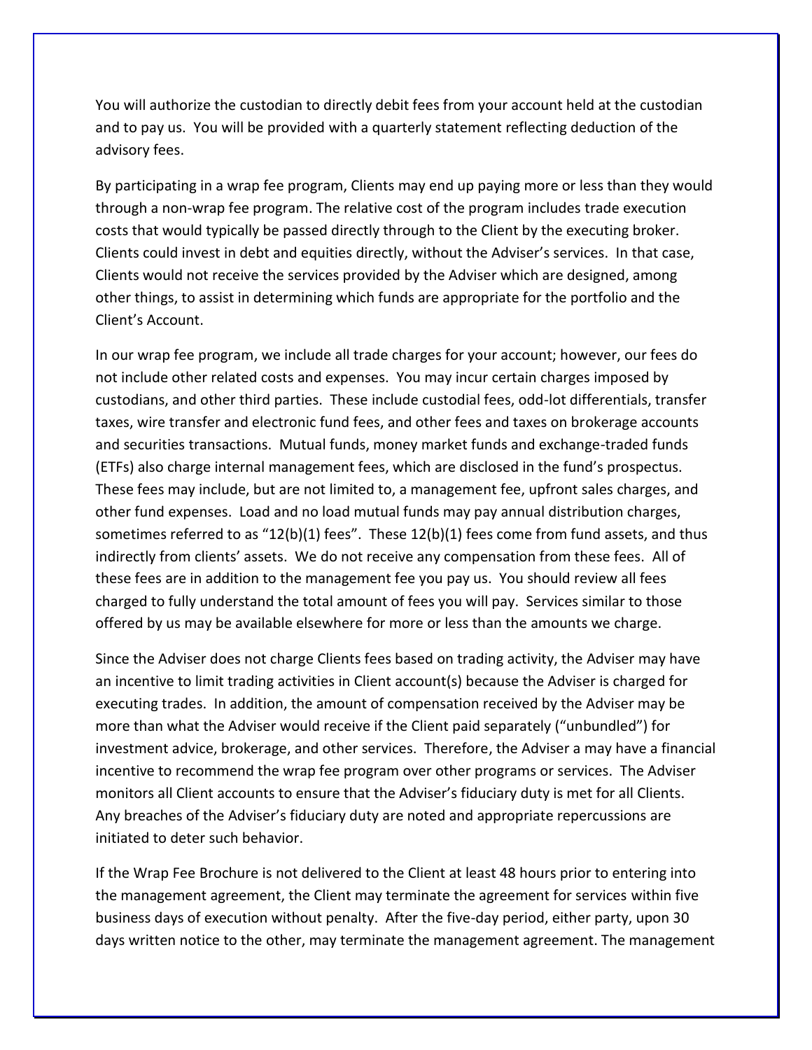You will authorize the custodian to directly debit fees from your account held at the custodian and to pay us. You will be provided with a quarterly statement reflecting deduction of the advisory fees.

By participating in a wrap fee program, Clients may end up paying more or less than they would through a non-wrap fee program. The relative cost of the program includes trade execution costs that would typically be passed directly through to the Client by the executing broker. Clients could invest in debt and equities directly, without the Adviser's services. In that case, Clients would not receive the services provided by the Adviser which are designed, among other things, to assist in determining which funds are appropriate for the portfolio and the Client's Account.

In our wrap fee program, we include all trade charges for your account; however, our fees do not include other related costs and expenses. You may incur certain charges imposed by custodians, and other third parties. These include custodial fees, odd-lot differentials, transfer taxes, wire transfer and electronic fund fees, and other fees and taxes on brokerage accounts and securities transactions. Mutual funds, money market funds and exchange-traded funds (ETFs) also charge internal management fees, which are disclosed in the fund's prospectus. These fees may include, but are not limited to, a management fee, upfront sales charges, and other fund expenses. Load and no load mutual funds may pay annual distribution charges, sometimes referred to as "12(b)(1) fees". These 12(b)(1) fees come from fund assets, and thus indirectly from clients' assets. We do not receive any compensation from these fees. All of these fees are in addition to the management fee you pay us. You should review all fees charged to fully understand the total amount of fees you will pay. Services similar to those offered by us may be available elsewhere for more or less than the amounts we charge.

Since the Adviser does not charge Clients fees based on trading activity, the Adviser may have an incentive to limit trading activities in Client account(s) because the Adviser is charged for executing trades. In addition, the amount of compensation received by the Adviser may be more than what the Adviser would receive if the Client paid separately ("unbundled") for investment advice, brokerage, and other services. Therefore, the Adviser a may have a financial incentive to recommend the wrap fee program over other programs or services. The Adviser monitors all Client accounts to ensure that the Adviser's fiduciary duty is met for all Clients. Any breaches of the Adviser's fiduciary duty are noted and appropriate repercussions are initiated to deter such behavior.

If the Wrap Fee Brochure is not delivered to the Client at least 48 hours prior to entering into the management agreement, the Client may terminate the agreement for services within five business days of execution without penalty. After the five-day period, either party, upon 30 days written notice to the other, may terminate the management agreement. The management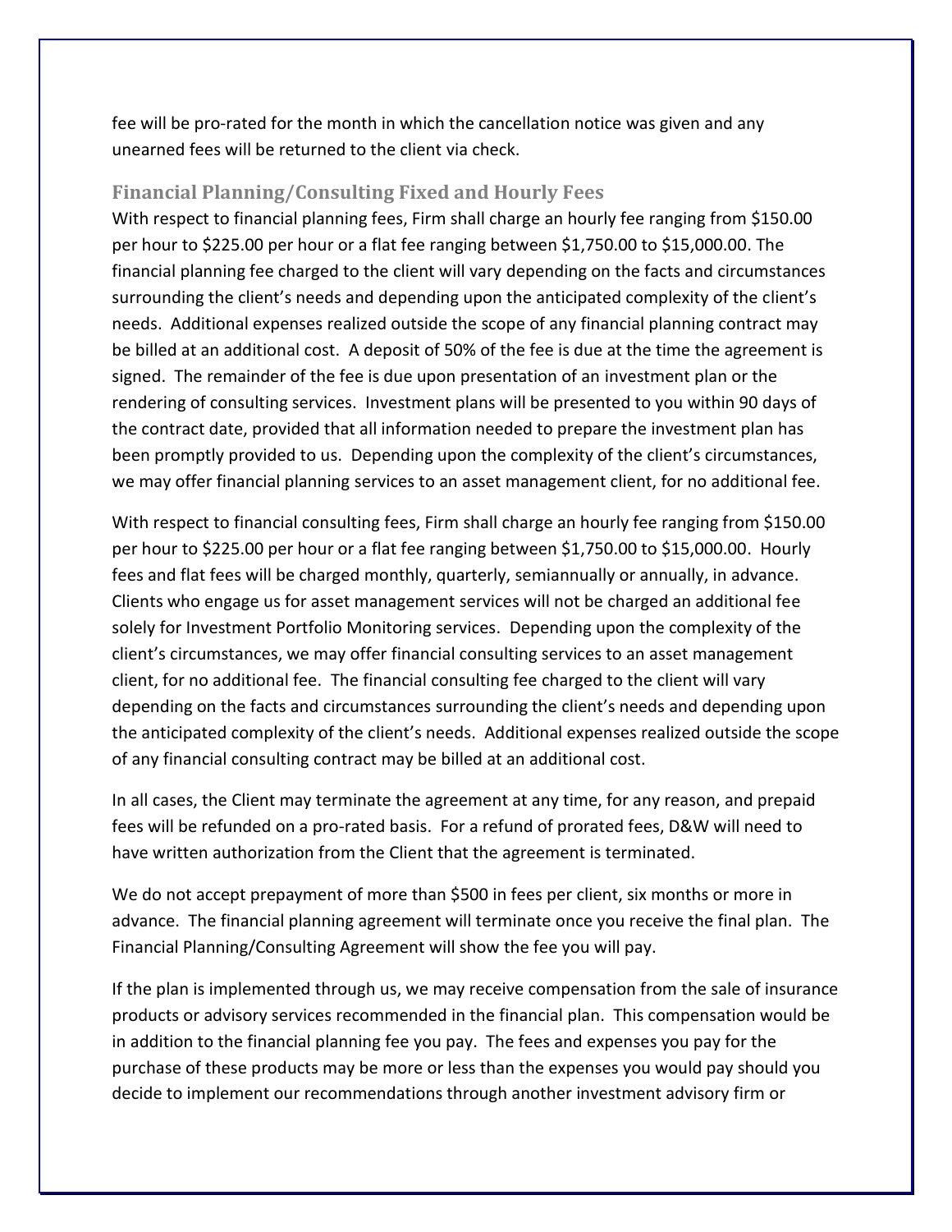fee will be pro-rated for the month in which the cancellation notice was given and any unearned fees will be returned to the client via check.

### Financial Planning/Consulting Fixed and Hourly Fees

With respect to financial planning fees, Firm shall charge an hourly fee ranging from $150.00 per hour to $225.00 per hour or a flat fee ranging between $1,750.00 to $15,000.00. The financial planning fee charged to the client will vary depending on the facts and circumstances surrounding the client's needs and depending upon the anticipated complexity of the client's needs. Additional expenses realized outside the scope of any financial planning contract may be billed at an additional cost. A deposit of 50% of the fee is due at the time the agreement is signed. The remainder of the fee is due upon presentation of an investment plan or the rendering of consulting services. Investment plans will be presented to you within 90 days of the contract date, provided that all information needed to prepare the investment plan has been promptly provided to us. Depending upon the complexity of the client's circumstances, we may offer financial planning services to an asset management client, for no additional fee.

With respect to financial consulting fees, Firm shall charge an hourly fee ranging from $150.00 per hour to $225.00 per hour or a flat fee ranging between $1,750.00 to $15,000.00. Hourly fees and flat fees will be charged monthly, quarterly, semiannually or annually, in advance. Clients who engage us for asset management services will not be charged an additional fee solely for Investment Portfolio Monitoring services. Depending upon the complexity of the client's circumstances, we may offer financial consulting services to an asset management client, for no additional fee. The financial consulting fee charged to the client will vary depending on the facts and circumstances surrounding the client's needs and depending upon the anticipated complexity of the client's needs. Additional expenses realized outside the scope of any financial consulting contract may be billed at an additional cost.

In all cases, the Client may terminate the agreement at any time, for any reason, and prepaid fees will be refunded on a pro-rated basis. For a refund of prorated fees, D&W will need to have written authorization from the Client that the agreement is terminated.

We do not accept prepayment of more than $500 in fees per client, six months or more in advance. The financial planning agreement will terminate once you receive the final plan. The Financial Planning/Consulting Agreement will show the fee you will pay.

If the plan is implemented through us, we may receive compensation from the sale of insurance products or advisory services recommended in the financial plan. This compensation would be in addition to the financial planning fee you pay. The fees and expenses you pay for the purchase of these products may be more or less than the expenses you would pay should you decide to implement our recommendations through another investment advisory firm or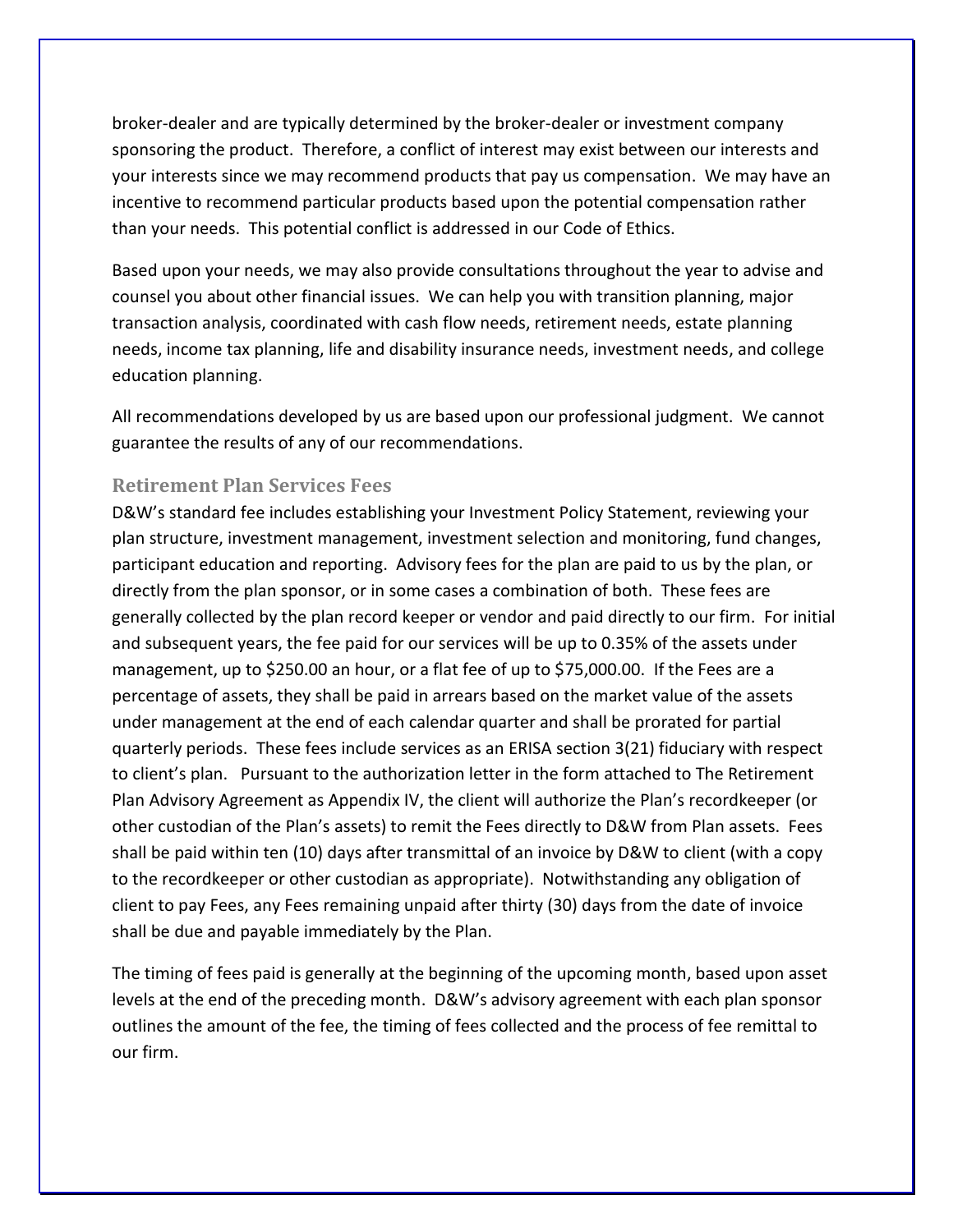broker-dealer and are typically determined by the broker-dealer or investment company sponsoring the product. Therefore, a conflict of interest may exist between our interests and your interests since we may recommend products that pay us compensation. We may have an incentive to recommend particular products based upon the potential compensation rather than your needs. This potential conflict is addressed in our Code of Ethics.

Based upon your needs, we may also provide consultations throughout the year to advise and counsel you about other financial issues. We can help you with transition planning, major transaction analysis, coordinated with cash flow needs, retirement needs, estate planning needs, income tax planning, life and disability insurance needs, investment needs, and college education planning.

All recommendations developed by us are based upon our professional judgment. We cannot guarantee the results of any of our recommendations.

### Retirement Plan Services Fees

D&W's standard fee includes establishing your Investment Policy Statement, reviewing your plan structure, investment management, investment selection and monitoring, fund changes, participant education and reporting. Advisory fees for the plan are paid to us by the plan, or directly from the plan sponsor, or in some cases a combination of both. These fees are generally collected by the plan record keeper or vendor and paid directly to our firm. For initial and subsequent years, the fee paid for our services will be up to 0.35% of the assets under management, up to $250.00 an hour, or a flat fee of up to $75,000.00. If the Fees are a percentage of assets, they shall be paid in arrears based on the market value of the assets under management at the end of each calendar quarter and shall be prorated for partial quarterly periods. These fees include services as an ERISA section 3(21) fiduciary with respect to client's plan. Pursuant to the authorization letter in the form attached to The Retirement Plan Advisory Agreement as Appendix IV, the client will authorize the Plan's recordkeeper (or other custodian of the Plan's assets) to remit the Fees directly to D&W from Plan assets. Fees shall be paid within ten (10) days after transmittal of an invoice by D&W to client (with a copy to the recordkeeper or other custodian as appropriate). Notwithstanding any obligation of client to pay Fees, any Fees remaining unpaid after thirty (30) days from the date of invoice shall be due and payable immediately by the Plan.

The timing of fees paid is generally at the beginning of the upcoming month, based upon asset levels at the end of the preceding month. D&W's advisory agreement with each plan sponsor outlines the amount of the fee, the timing of fees collected and the process of fee remittal to our firm.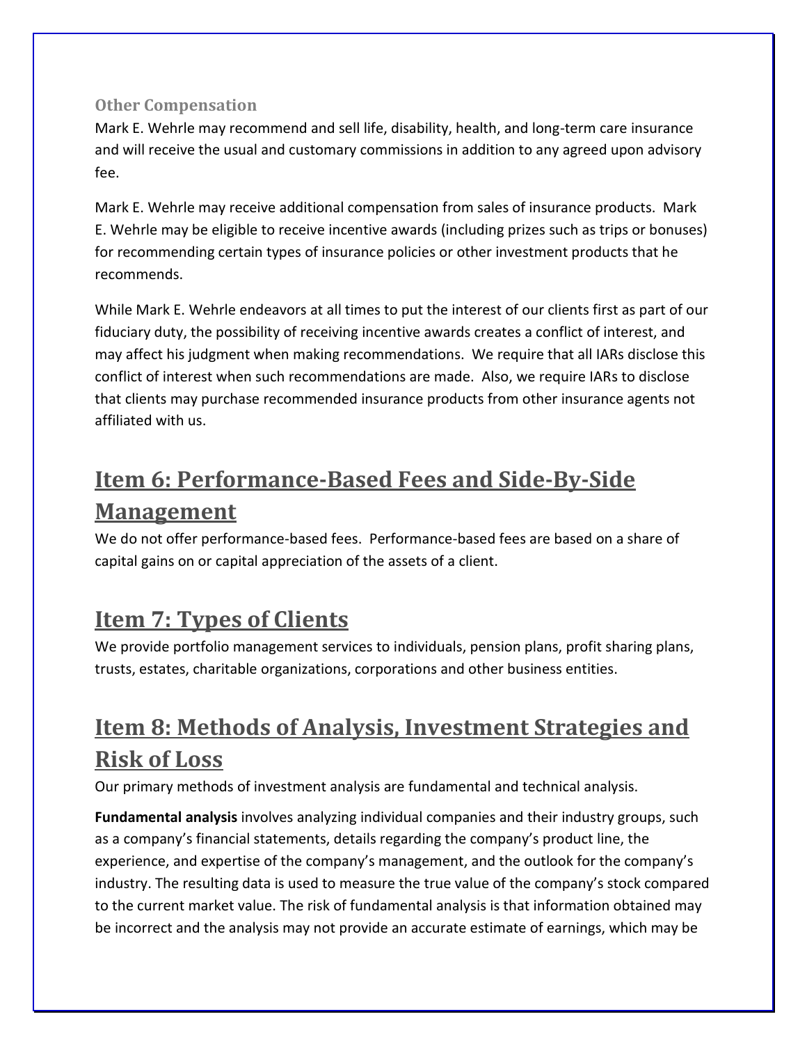### Other Compensation

Mark E. Wehrle may recommend and sell life, disability, health, and long-term care insurance and will receive the usual and customary commissions in addition to any agreed upon advisory fee.

Mark E. Wehrle may receive additional compensation from sales of insurance products. Mark E. Wehrle may be eligible to receive incentive awards (including prizes such as trips or bonuses) for recommending certain types of insurance policies or other investment products that he recommends.

While Mark E. Wehrle endeavors at all times to put the interest of our clients first as part of our fiduciary duty, the possibility of receiving incentive awards creates a conflict of interest, and may affect his judgment when making recommendations. We require that all IARs disclose this conflict of interest when such recommendations are made. Also, we require IARs to disclose that clients may purchase recommended insurance products from other insurance agents not affiliated with us.

## Item 6: Performance-Based Fees and Side-By-Side Management

We do not offer performance-based fees. Performance-based fees are based on a share of capital gains on or capital appreciation of the assets of a client.

## Item 7: Types of Clients

We provide portfolio management services to individuals, pension plans, profit sharing plans, trusts, estates, charitable organizations, corporations and other business entities.

## Item 8: Methods of Analysis, Investment Strategies and Risk of Loss

Our primary methods of investment analysis are fundamental and technical analysis.

**Fundamental analysis** involves analyzing individual companies and their industry groups, such as a company's financial statements, details regarding the company's product line, the experience, and expertise of the company's management, and the outlook for the company's industry. The resulting data is used to measure the true value of the company's stock compared to the current market value. The risk of fundamental analysis is that information obtained may be incorrect and the analysis may not provide an accurate estimate of earnings, which may be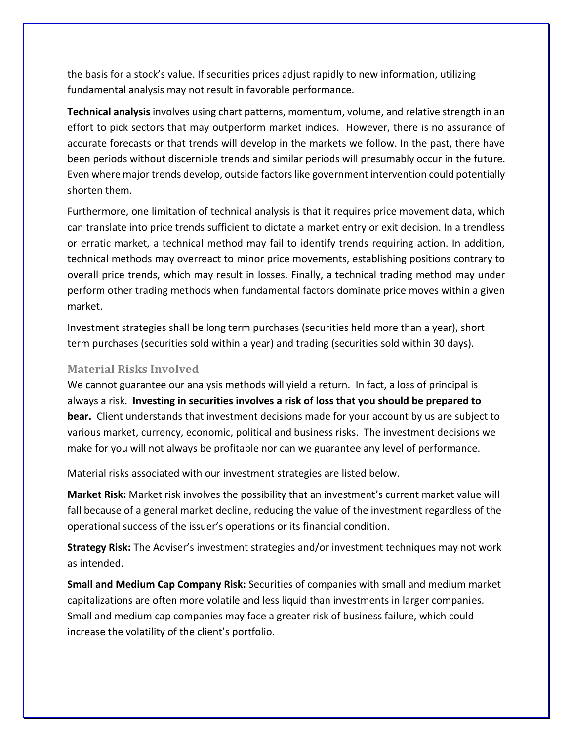the basis for a stock's value. If securities prices adjust rapidly to new information, utilizing fundamental analysis may not result in favorable performance.

**Technical analysis** involves using chart patterns, momentum, volume, and relative strength in an effort to pick sectors that may outperform market indices. However, there is no assurance of accurate forecasts or that trends will develop in the markets we follow. In the past, there have been periods without discernible trends and similar periods will presumably occur in the future. Even where major trends develop, outside factors like government intervention could potentially shorten them.

Furthermore, one limitation of technical analysis is that it requires price movement data, which can translate into price trends sufficient to dictate a market entry or exit decision. In a trendless or erratic market, a technical method may fail to identify trends requiring action. In addition, technical methods may overreact to minor price movements, establishing positions contrary to overall price trends, which may result in losses. Finally, a technical trading method may under perform other trading methods when fundamental factors dominate price moves within a given market.

Investment strategies shall be long term purchases (securities held more than a year), short term purchases (securities sold within a year) and trading (securities sold within 30 days).

### Material Risks Involved

We cannot guarantee our analysis methods will yield a return. In fact, a loss of principal is always a risk. **Investing in securities involves a risk of loss that you should be prepared to bear.** Client understands that investment decisions made for your account by us are subject to various market, currency, economic, political and business risks. The investment decisions we make for you will not always be profitable nor can we guarantee any level of performance.

Material risks associated with our investment strategies are listed below.

**Market Risk:** Market risk involves the possibility that an investment's current market value will fall because of a general market decline, reducing the value of the investment regardless of the operational success of the issuer's operations or its financial condition.

**Strategy Risk:** The Adviser's investment strategies and/or investment techniques may not work as intended.

**Small and Medium Cap Company Risk:** Securities of companies with small and medium market capitalizations are often more volatile and less liquid than investments in larger companies. Small and medium cap companies may face a greater risk of business failure, which could increase the volatility of the client's portfolio.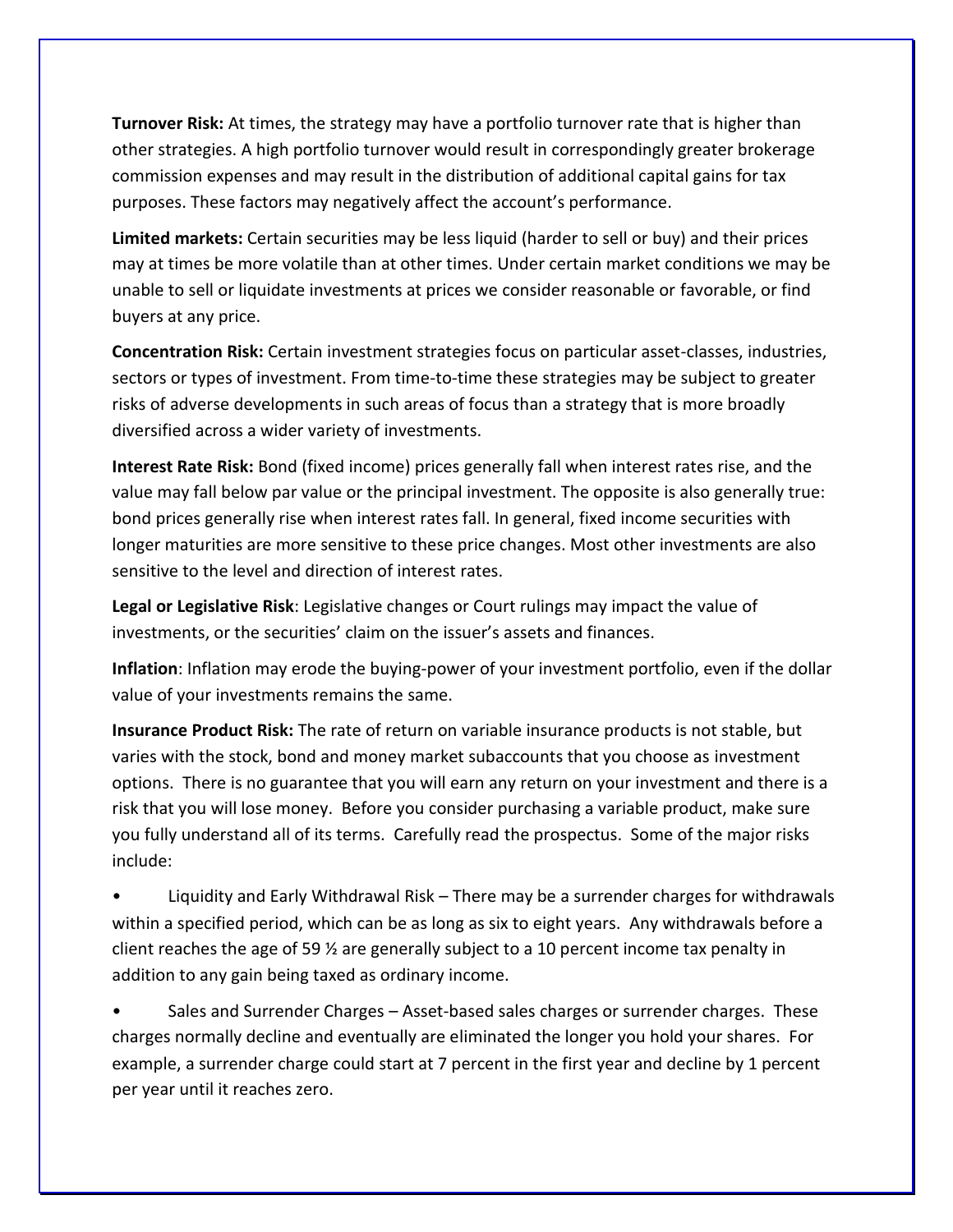**Turnover Risk:** At times, the strategy may have a portfolio turnover rate that is higher than other strategies. A high portfolio turnover would result in correspondingly greater brokerage commission expenses and may result in the distribution of additional capital gains for tax purposes. These factors may negatively affect the account's performance.

**Limited markets:** Certain securities may be less liquid (harder to sell or buy) and their prices may at times be more volatile than at other times. Under certain market conditions we may be unable to sell or liquidate investments at prices we consider reasonable or favorable, or find buyers at any price.

**Concentration Risk:** Certain investment strategies focus on particular asset-classes, industries, sectors or types of investment. From time-to-time these strategies may be subject to greater risks of adverse developments in such areas of focus than a strategy that is more broadly diversified across a wider variety of investments.

**Interest Rate Risk:** Bond (fixed income) prices generally fall when interest rates rise, and the value may fall below par value or the principal investment. The opposite is also generally true: bond prices generally rise when interest rates fall. In general, fixed income securities with longer maturities are more sensitive to these price changes. Most other investments are also sensitive to the level and direction of interest rates.

**Legal or Legislative Risk**: Legislative changes or Court rulings may impact the value of investments, or the securities' claim on the issuer's assets and finances.

**Inflation**: Inflation may erode the buying-power of your investment portfolio, even if the dollar value of your investments remains the same.

**Insurance Product Risk:** The rate of return on variable insurance products is not stable, but varies with the stock, bond and money market subaccounts that you choose as investment options. There is no guarantee that you will earn any return on your investment and there is a risk that you will lose money. Before you consider purchasing a variable product, make sure you fully understand all of its terms. Carefully read the prospectus. Some of the major risks include:

- Liquidity and Early Withdrawal Risk – There may be a surrender charges for withdrawals within a specified period, which can be as long as six to eight years. Any withdrawals before a client reaches the age of 59 ½ are generally subject to a 10 percent income tax penalty in addition to any gain being taxed as ordinary income.

- Sales and Surrender Charges – Asset-based sales charges or surrender charges. These charges normally decline and eventually are eliminated the longer you hold your shares. For example, a surrender charge could start at 7 percent in the first year and decline by 1 percent per year until it reaches zero.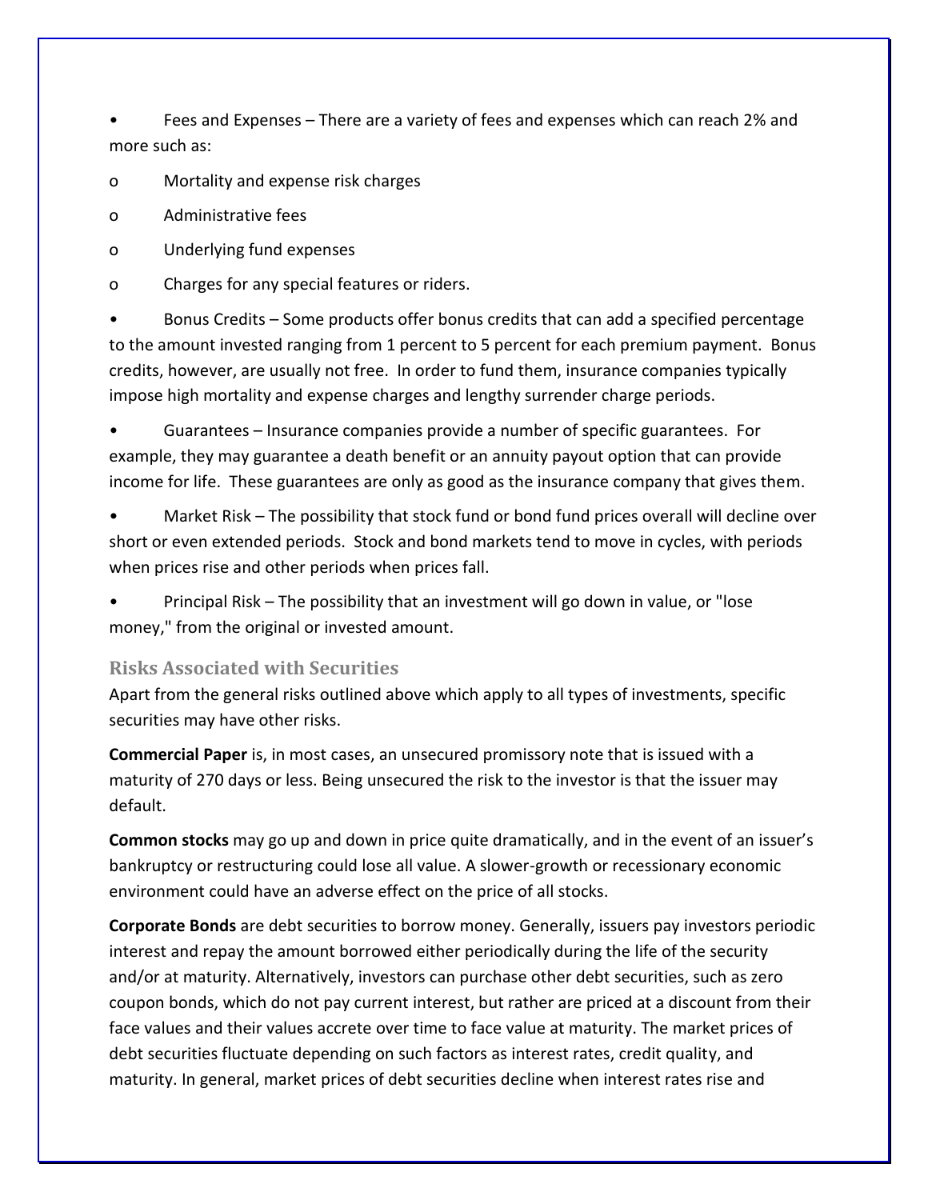- Fees and Expenses – There are a variety of fees and expenses which can reach 2% and more such as:
  - Mortality and expense risk charges
  - Administrative fees
  - Underlying fund expenses
  - Charges for any special features or riders.
- Bonus Credits – Some products offer bonus credits that can add a specified percentage to the amount invested ranging from 1 percent to 5 percent for each premium payment. Bonus credits, however, are usually not free. In order to fund them, insurance companies typically impose high mortality and expense charges and lengthy surrender charge periods.
- Guarantees – Insurance companies provide a number of specific guarantees. For example, they may guarantee a death benefit or an annuity payout option that can provide income for life. These guarantees are only as good as the insurance company that gives them.
- Market Risk – The possibility that stock fund or bond fund prices overall will decline over short or even extended periods. Stock and bond markets tend to move in cycles, with periods when prices rise and other periods when prices fall.
- Principal Risk – The possibility that an investment will go down in value, or "lose money," from the original or invested amount.

### Risks Associated with Securities

Apart from the general risks outlined above which apply to all types of investments, specific securities may have other risks.

**Commercial Paper** is, in most cases, an unsecured promissory note that is issued with a maturity of 270 days or less. Being unsecured the risk to the investor is that the issuer may default.

**Common stocks** may go up and down in price quite dramatically, and in the event of an issuer's bankruptcy or restructuring could lose all value. A slower-growth or recessionary economic environment could have an adverse effect on the price of all stocks.

**Corporate Bonds** are debt securities to borrow money. Generally, issuers pay investors periodic interest and repay the amount borrowed either periodically during the life of the security and/or at maturity. Alternatively, investors can purchase other debt securities, such as zero coupon bonds, which do not pay current interest, but rather are priced at a discount from their face values and their values accrete over time to face value at maturity. The market prices of debt securities fluctuate depending on such factors as interest rates, credit quality, and maturity. In general, market prices of debt securities decline when interest rates rise and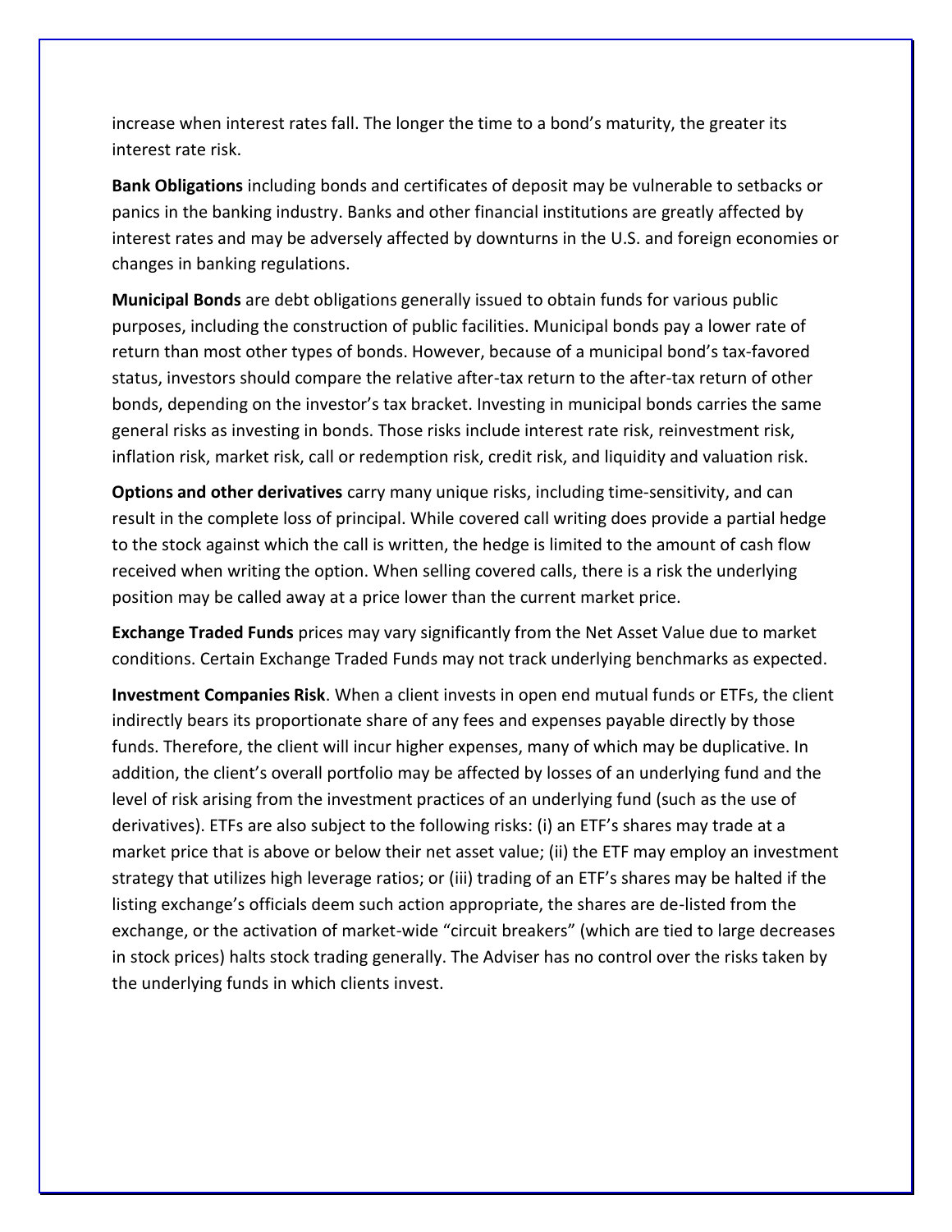increase when interest rates fall. The longer the time to a bond's maturity, the greater its interest rate risk.

**Bank Obligations** including bonds and certificates of deposit may be vulnerable to setbacks or panics in the banking industry. Banks and other financial institutions are greatly affected by interest rates and may be adversely affected by downturns in the U.S. and foreign economies or changes in banking regulations.

**Municipal Bonds** are debt obligations generally issued to obtain funds for various public purposes, including the construction of public facilities. Municipal bonds pay a lower rate of return than most other types of bonds. However, because of a municipal bond's tax-favored status, investors should compare the relative after-tax return to the after-tax return of other bonds, depending on the investor's tax bracket. Investing in municipal bonds carries the same general risks as investing in bonds. Those risks include interest rate risk, reinvestment risk, inflation risk, market risk, call or redemption risk, credit risk, and liquidity and valuation risk.

**Options and other derivatives** carry many unique risks, including time-sensitivity, and can result in the complete loss of principal. While covered call writing does provide a partial hedge to the stock against which the call is written, the hedge is limited to the amount of cash flow received when writing the option. When selling covered calls, there is a risk the underlying position may be called away at a price lower than the current market price.

**Exchange Traded Funds** prices may vary significantly from the Net Asset Value due to market conditions. Certain Exchange Traded Funds may not track underlying benchmarks as expected.

**Investment Companies Risk**. When a client invests in open end mutual funds or ETFs, the client indirectly bears its proportionate share of any fees and expenses payable directly by those funds. Therefore, the client will incur higher expenses, many of which may be duplicative. In addition, the client's overall portfolio may be affected by losses of an underlying fund and the level of risk arising from the investment practices of an underlying fund (such as the use of derivatives). ETFs are also subject to the following risks: (i) an ETF's shares may trade at a market price that is above or below their net asset value; (ii) the ETF may employ an investment strategy that utilizes high leverage ratios; or (iii) trading of an ETF's shares may be halted if the listing exchange's officials deem such action appropriate, the shares are de-listed from the exchange, or the activation of market-wide "circuit breakers" (which are tied to large decreases in stock prices) halts stock trading generally. The Adviser has no control over the risks taken by the underlying funds in which clients invest.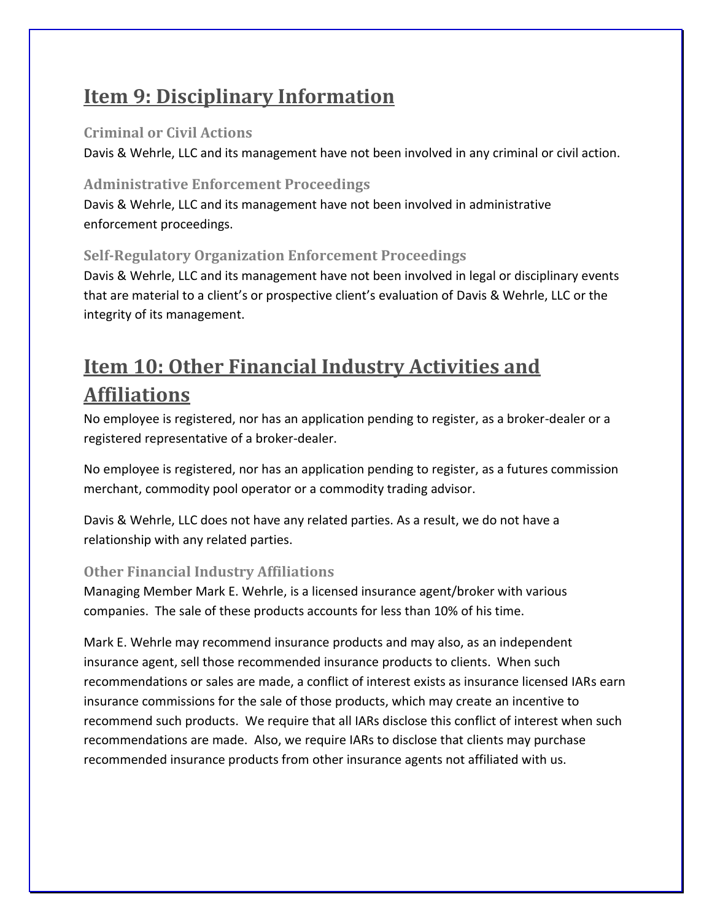## Item 9: Disciplinary Information

### Criminal or Civil Actions

Davis & Wehrle, LLC and its management have not been involved in any criminal or civil action.

### Administrative Enforcement Proceedings

Davis & Wehrle, LLC and its management have not been involved in administrative enforcement proceedings.

### Self-Regulatory Organization Enforcement Proceedings

Davis & Wehrle, LLC and its management have not been involved in legal or disciplinary events that are material to a client's or prospective client's evaluation of Davis & Wehrle, LLC or the integrity of its management.

## Item 10: Other Financial Industry Activities and Affiliations

No employee is registered, nor has an application pending to register, as a broker-dealer or a registered representative of a broker-dealer.

No employee is registered, nor has an application pending to register, as a futures commission merchant, commodity pool operator or a commodity trading advisor.

Davis & Wehrle, LLC does not have any related parties. As a result, we do not have a relationship with any related parties.

### Other Financial Industry Affiliations

Managing Member Mark E. Wehrle, is a licensed insurance agent/broker with various companies. The sale of these products accounts for less than 10% of his time.

Mark E. Wehrle may recommend insurance products and may also, as an independent insurance agent, sell those recommended insurance products to clients. When such recommendations or sales are made, a conflict of interest exists as insurance licensed IARs earn insurance commissions for the sale of those products, which may create an incentive to recommend such products. We require that all IARs disclose this conflict of interest when such recommendations are made. Also, we require IARs to disclose that clients may purchase recommended insurance products from other insurance agents not affiliated with us.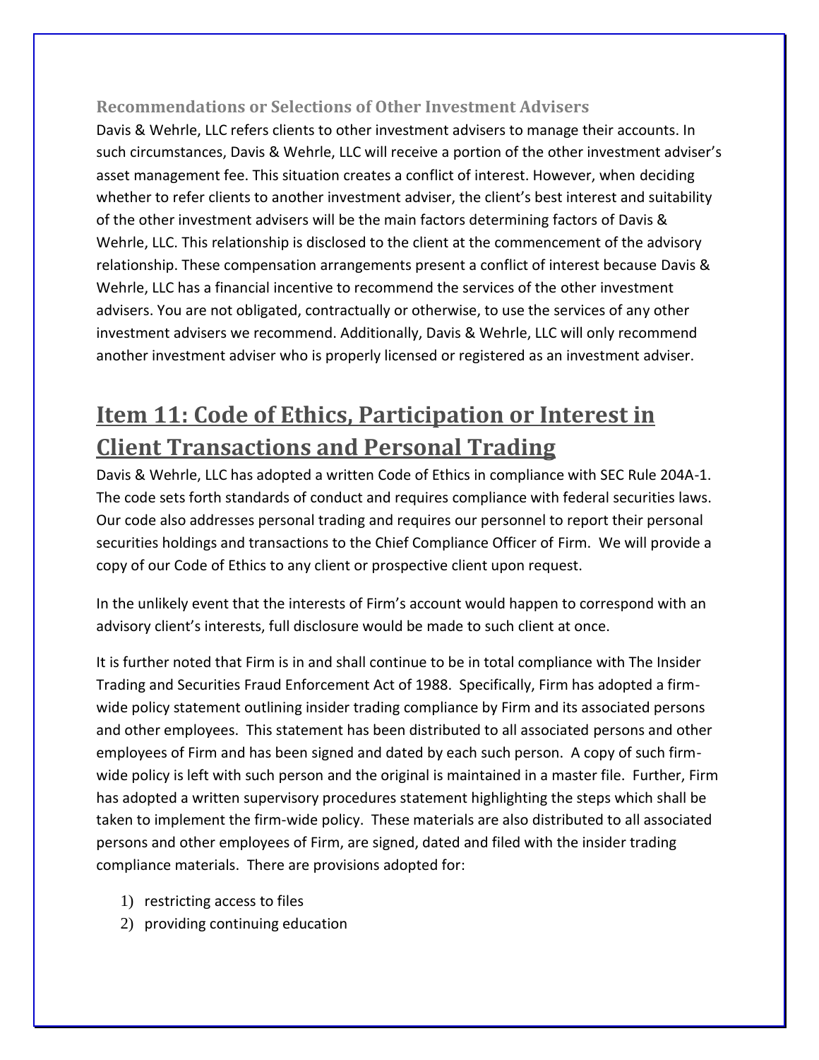### Recommendations or Selections of Other Investment Advisers

Davis & Wehrle, LLC refers clients to other investment advisers to manage their accounts. In such circumstances, Davis & Wehrle, LLC will receive a portion of the other investment adviser's asset management fee. This situation creates a conflict of interest. However, when deciding whether to refer clients to another investment adviser, the client's best interest and suitability of the other investment advisers will be the main factors determining factors of Davis & Wehrle, LLC. This relationship is disclosed to the client at the commencement of the advisory relationship. These compensation arrangements present a conflict of interest because Davis & Wehrle, LLC has a financial incentive to recommend the services of the other investment advisers. You are not obligated, contractually or otherwise, to use the services of any other investment advisers we recommend. Additionally, Davis & Wehrle, LLC will only recommend another investment adviser who is properly licensed or registered as an investment adviser.

## Item 11: Code of Ethics, Participation or Interest in Client Transactions and Personal Trading

Davis & Wehrle, LLC has adopted a written Code of Ethics in compliance with SEC Rule 204A-1. The code sets forth standards of conduct and requires compliance with federal securities laws. Our code also addresses personal trading and requires our personnel to report their personal securities holdings and transactions to the Chief Compliance Officer of Firm. We will provide a copy of our Code of Ethics to any client or prospective client upon request.

In the unlikely event that the interests of Firm's account would happen to correspond with an advisory client's interests, full disclosure would be made to such client at once.

It is further noted that Firm is in and shall continue to be in total compliance with The Insider Trading and Securities Fraud Enforcement Act of 1988. Specifically, Firm has adopted a firm-wide policy statement outlining insider trading compliance by Firm and its associated persons and other employees. This statement has been distributed to all associated persons and other employees of Firm and has been signed and dated by each such person. A copy of such firm-wide policy is left with such person and the original is maintained in a master file. Further, Firm has adopted a written supervisory procedures statement highlighting the steps which shall be taken to implement the firm-wide policy. These materials are also distributed to all associated persons and other employees of Firm, are signed, dated and filed with the insider trading compliance materials. There are provisions adopted for:

1) restricting access to files
2) providing continuing education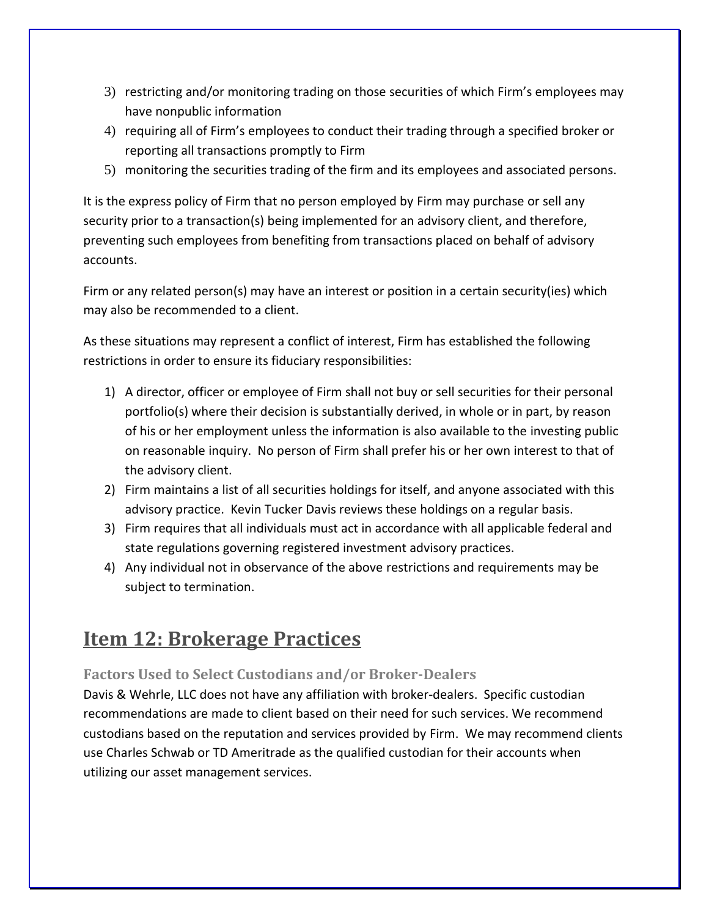3) restricting and/or monitoring trading on those securities of which Firm's employees may have nonpublic information
4) requiring all of Firm's employees to conduct their trading through a specified broker or reporting all transactions promptly to Firm
5) monitoring the securities trading of the firm and its employees and associated persons.

It is the express policy of Firm that no person employed by Firm may purchase or sell any security prior to a transaction(s) being implemented for an advisory client, and therefore, preventing such employees from benefiting from transactions placed on behalf of advisory accounts.

Firm or any related person(s) may have an interest or position in a certain security(ies) which may also be recommended to a client.

As these situations may represent a conflict of interest, Firm has established the following restrictions in order to ensure its fiduciary responsibilities:

1) A director, officer or employee of Firm shall not buy or sell securities for their personal portfolio(s) where their decision is substantially derived, in whole or in part, by reason of his or her employment unless the information is also available to the investing public on reasonable inquiry. No person of Firm shall prefer his or her own interest to that of the advisory client.
2) Firm maintains a list of all securities holdings for itself, and anyone associated with this advisory practice. Kevin Tucker Davis reviews these holdings on a regular basis.
3) Firm requires that all individuals must act in accordance with all applicable federal and state regulations governing registered investment advisory practices.
4) Any individual not in observance of the above restrictions and requirements may be subject to termination.

# Item 12: Brokerage Practices

### Factors Used to Select Custodians and/or Broker-Dealers

Davis & Wehrle, LLC does not have any affiliation with broker-dealers. Specific custodian recommendations are made to client based on their need for such services. We recommend custodians based on the reputation and services provided by Firm. We may recommend clients use Charles Schwab or TD Ameritrade as the qualified custodian for their accounts when utilizing our asset management services.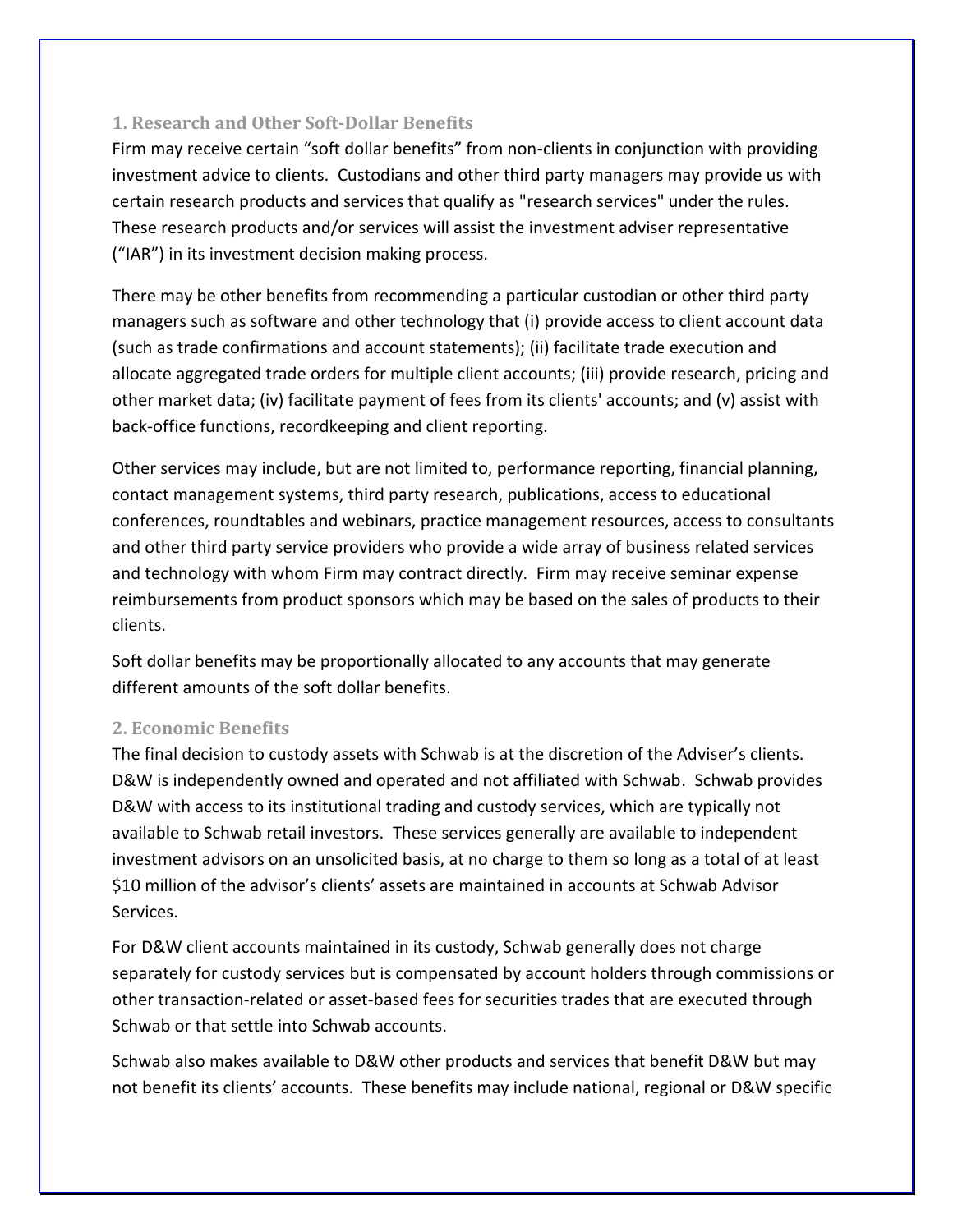### 1. Research and Other Soft-Dollar Benefits

Firm may receive certain "soft dollar benefits" from non-clients in conjunction with providing investment advice to clients. Custodians and other third party managers may provide us with certain research products and services that qualify as "research services" under the rules. These research products and/or services will assist the investment adviser representative ("IAR") in its investment decision making process.

There may be other benefits from recommending a particular custodian or other third party managers such as software and other technology that (i) provide access to client account data (such as trade confirmations and account statements); (ii) facilitate trade execution and allocate aggregated trade orders for multiple client accounts; (iii) provide research, pricing and other market data; (iv) facilitate payment of fees from its clients' accounts; and (v) assist with back-office functions, recordkeeping and client reporting.

Other services may include, but are not limited to, performance reporting, financial planning, contact management systems, third party research, publications, access to educational conferences, roundtables and webinars, practice management resources, access to consultants and other third party service providers who provide a wide array of business related services and technology with whom Firm may contract directly. Firm may receive seminar expense reimbursements from product sponsors which may be based on the sales of products to their clients.

Soft dollar benefits may be proportionally allocated to any accounts that may generate different amounts of the soft dollar benefits.

### 2. Economic Benefits

The final decision to custody assets with Schwab is at the discretion of the Adviser's clients. D&W is independently owned and operated and not affiliated with Schwab. Schwab provides D&W with access to its institutional trading and custody services, which are typically not available to Schwab retail investors. These services generally are available to independent investment advisors on an unsolicited basis, at no charge to them so long as a total of at least $10 million of the advisor's clients' assets are maintained in accounts at Schwab Advisor Services.

For D&W client accounts maintained in its custody, Schwab generally does not charge separately for custody services but is compensated by account holders through commissions or other transaction-related or asset-based fees for securities trades that are executed through Schwab or that settle into Schwab accounts.

Schwab also makes available to D&W other products and services that benefit D&W but may not benefit its clients' accounts. These benefits may include national, regional or D&W specific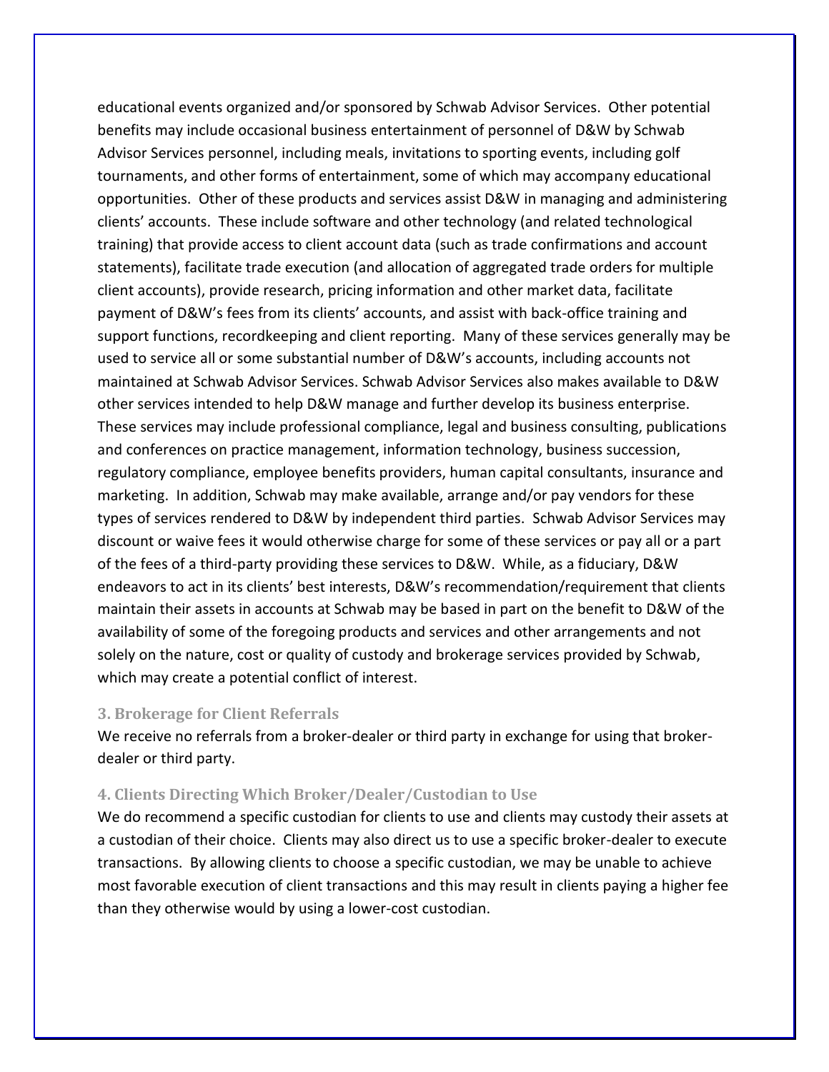educational events organized and/or sponsored by Schwab Advisor Services. Other potential benefits may include occasional business entertainment of personnel of D&W by Schwab Advisor Services personnel, including meals, invitations to sporting events, including golf tournaments, and other forms of entertainment, some of which may accompany educational opportunities. Other of these products and services assist D&W in managing and administering clients' accounts. These include software and other technology (and related technological training) that provide access to client account data (such as trade confirmations and account statements), facilitate trade execution (and allocation of aggregated trade orders for multiple client accounts), provide research, pricing information and other market data, facilitate payment of D&W's fees from its clients' accounts, and assist with back-office training and support functions, recordkeeping and client reporting. Many of these services generally may be used to service all or some substantial number of D&W's accounts, including accounts not maintained at Schwab Advisor Services. Schwab Advisor Services also makes available to D&W other services intended to help D&W manage and further develop its business enterprise. These services may include professional compliance, legal and business consulting, publications and conferences on practice management, information technology, business succession, regulatory compliance, employee benefits providers, human capital consultants, insurance and marketing. In addition, Schwab may make available, arrange and/or pay vendors for these types of services rendered to D&W by independent third parties. Schwab Advisor Services may discount or waive fees it would otherwise charge for some of these services or pay all or a part of the fees of a third-party providing these services to D&W. While, as a fiduciary, D&W endeavors to act in its clients' best interests, D&W's recommendation/requirement that clients maintain their assets in accounts at Schwab may be based in part on the benefit to D&W of the availability of some of the foregoing products and services and other arrangements and not solely on the nature, cost or quality of custody and brokerage services provided by Schwab, which may create a potential conflict of interest.

#### 3. Brokerage for Client Referrals

We receive no referrals from a broker-dealer or third party in exchange for using that broker-dealer or third party.

#### 4. Clients Directing Which Broker/Dealer/Custodian to Use

We do recommend a specific custodian for clients to use and clients may custody their assets at a custodian of their choice. Clients may also direct us to use a specific broker-dealer to execute transactions. By allowing clients to choose a specific custodian, we may be unable to achieve most favorable execution of client transactions and this may result in clients paying a higher fee than they otherwise would by using a lower-cost custodian.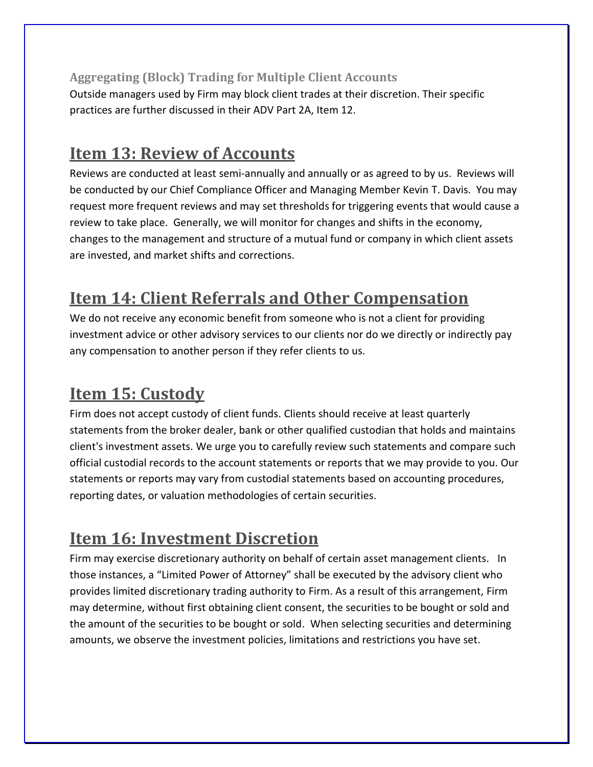### Aggregating (Block) Trading for Multiple Client Accounts

Outside managers used by Firm may block client trades at their discretion. Their specific practices are further discussed in their ADV Part 2A, Item 12.

## Item 13: Review of Accounts

Reviews are conducted at least semi-annually and annually or as agreed to by us. Reviews will be conducted by our Chief Compliance Officer and Managing Member Kevin T. Davis. You may request more frequent reviews and may set thresholds for triggering events that would cause a review to take place. Generally, we will monitor for changes and shifts in the economy, changes to the management and structure of a mutual fund or company in which client assets are invested, and market shifts and corrections.

## Item 14: Client Referrals and Other Compensation

We do not receive any economic benefit from someone who is not a client for providing investment advice or other advisory services to our clients nor do we directly or indirectly pay any compensation to another person if they refer clients to us.

## Item 15: Custody

Firm does not accept custody of client funds. Clients should receive at least quarterly statements from the broker dealer, bank or other qualified custodian that holds and maintains client's investment assets. We urge you to carefully review such statements and compare such official custodial records to the account statements or reports that we may provide to you. Our statements or reports may vary from custodial statements based on accounting procedures, reporting dates, or valuation methodologies of certain securities.

## Item 16: Investment Discretion

Firm may exercise discretionary authority on behalf of certain asset management clients. In those instances, a "Limited Power of Attorney" shall be executed by the advisory client who provides limited discretionary trading authority to Firm. As a result of this arrangement, Firm may determine, without first obtaining client consent, the securities to be bought or sold and the amount of the securities to be bought or sold. When selecting securities and determining amounts, we observe the investment policies, limitations and restrictions you have set.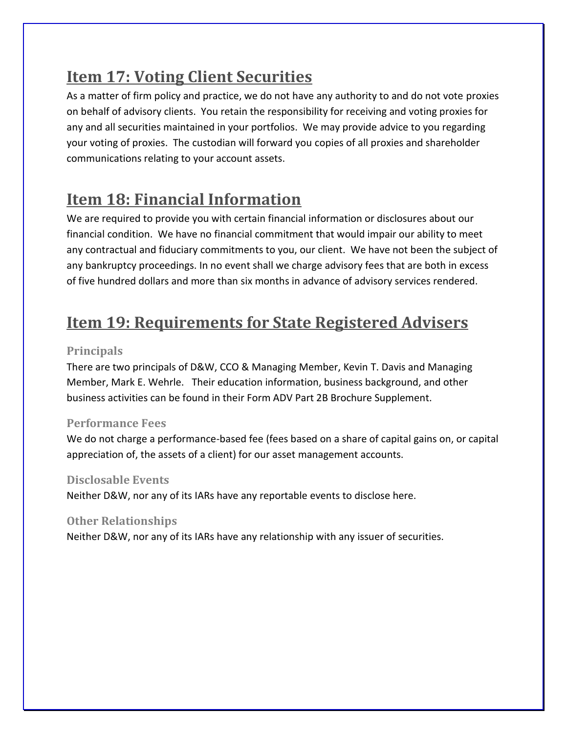## Item 17: Voting Client Securities

As a matter of firm policy and practice, we do not have any authority to and do not vote proxies on behalf of advisory clients. You retain the responsibility for receiving and voting proxies for any and all securities maintained in your portfolios. We may provide advice to you regarding your voting of proxies. The custodian will forward you copies of all proxies and shareholder communications relating to your account assets.

## Item 18: Financial Information

We are required to provide you with certain financial information or disclosures about our financial condition. We have no financial commitment that would impair our ability to meet any contractual and fiduciary commitments to you, our client. We have not been the subject of any bankruptcy proceedings. In no event shall we charge advisory fees that are both in excess of five hundred dollars and more than six months in advance of advisory services rendered.

## Item 19: Requirements for State Registered Advisers

### Principals

There are two principals of D&W, CCO & Managing Member, Kevin T. Davis and Managing Member, Mark E. Wehrle. Their education information, business background, and other business activities can be found in their Form ADV Part 2B Brochure Supplement.

### Performance Fees

We do not charge a performance-based fee (fees based on a share of capital gains on, or capital appreciation of, the assets of a client) for our asset management accounts.

### Disclosable Events

Neither D&W, nor any of its IARs have any reportable events to disclose here.

### Other Relationships

Neither D&W, nor any of its IARs have any relationship with any issuer of securities.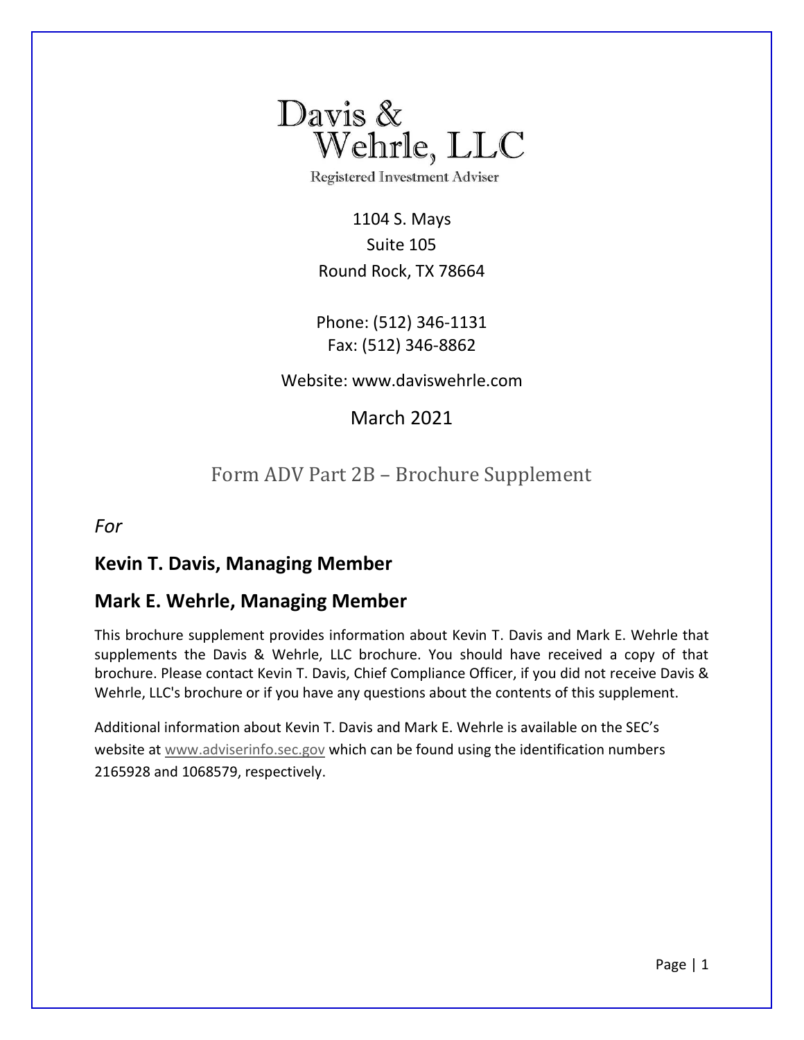# Davis & Wehrle, LLC

Registered Investment Adviser

1104 S. Mays
Suite 105
Round Rock, TX 78664

Phone: (512) 346-1131
Fax: (512) 346-8862

Website: www.daviswehrle.com

March 2021

## Form ADV Part 2B – Brochure Supplement

*For*

### Kevin T. Davis, Managing Member

### Mark E. Wehrle, Managing Member

This brochure supplement provides information about Kevin T. Davis and Mark E. Wehrle that supplements the Davis & Wehrle, LLC brochure. You should have received a copy of that brochure. Please contact Kevin T. Davis, Chief Compliance Officer, if you did not receive Davis & Wehrle, LLC's brochure or if you have any questions about the contents of this supplement.

Additional information about Kevin T. Davis and Mark E. Wehrle is available on the SEC's website at www.adviserinfo.sec.gov which can be found using the identification numbers 2165928 and 1068579, respectively.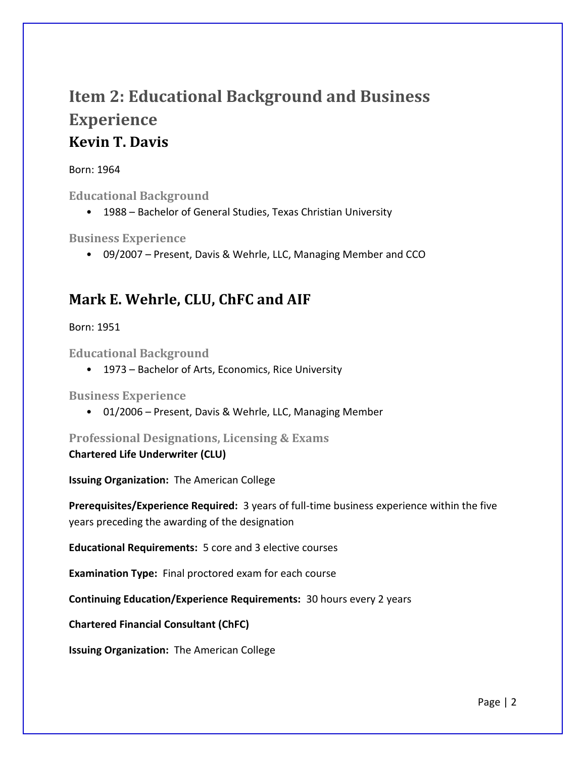# Item 2: Educational Background and Business Experience

## Kevin T. Davis

Born: 1964

### Educational Background

- 1988 – Bachelor of General Studies, Texas Christian University

### Business Experience

- 09/2007 – Present, Davis & Wehrle, LLC, Managing Member and CCO

## Mark E. Wehrle, CLU, ChFC and AIF

Born: 1951

### Educational Background

- 1973 – Bachelor of Arts, Economics, Rice University

### Business Experience

- 01/2006 – Present, Davis & Wehrle, LLC, Managing Member

### Professional Designations, Licensing & Exams

**Chartered Life Underwriter (CLU)**

**Issuing Organization:** The American College

**Prerequisites/Experience Required:** 3 years of full-time business experience within the five years preceding the awarding of the designation

**Educational Requirements:** 5 core and 3 elective courses

**Examination Type:** Final proctored exam for each course

**Continuing Education/Experience Requirements:** 30 hours every 2 years

**Chartered Financial Consultant (ChFC)**

**Issuing Organization:** The American College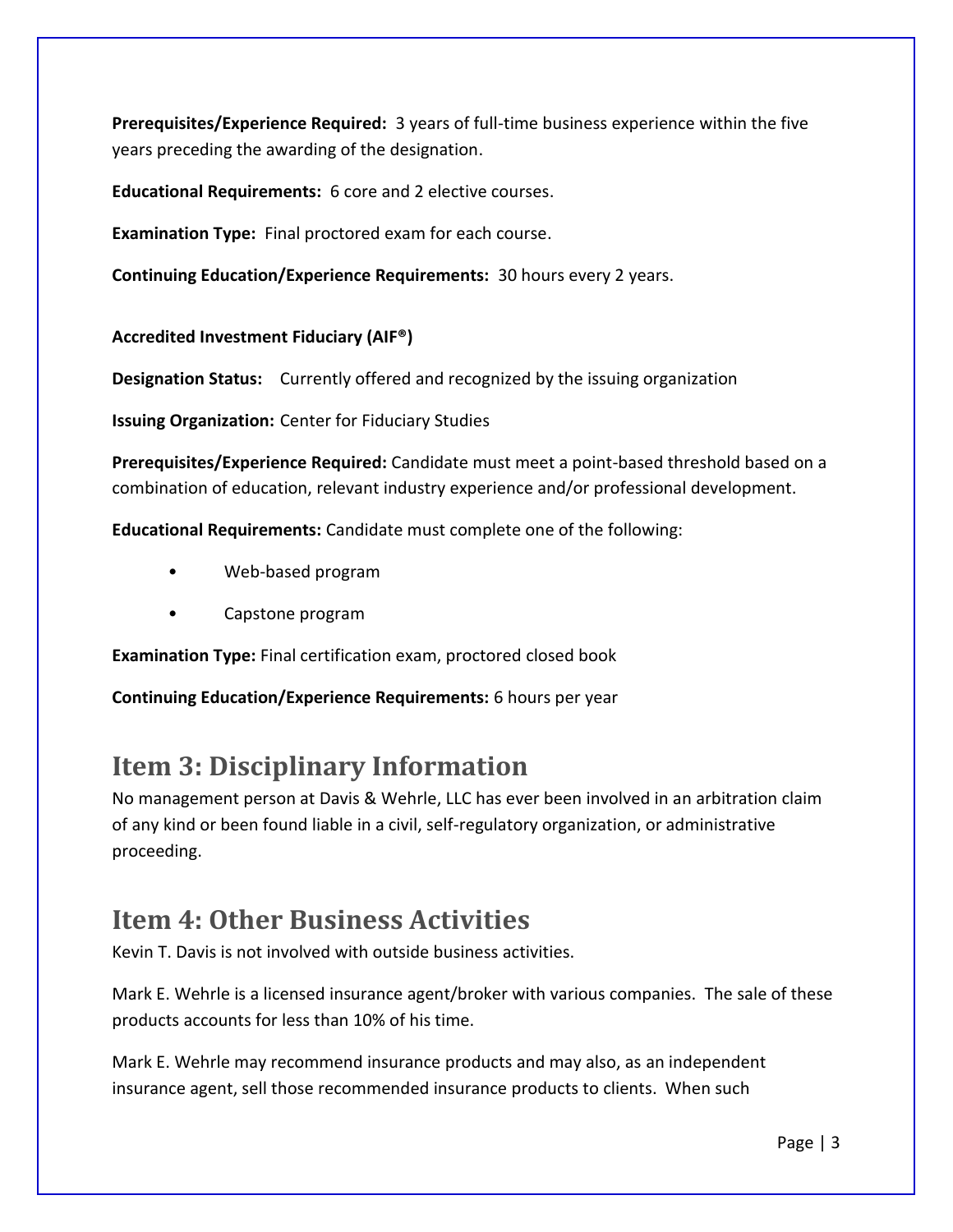**Prerequisites/Experience Required:** 3 years of full-time business experience within the five years preceding the awarding of the designation.

**Educational Requirements:** 6 core and 2 elective courses.

**Examination Type:** Final proctored exam for each course.

**Continuing Education/Experience Requirements:** 30 hours every 2 years.

**Accredited Investment Fiduciary (AIF®)**

**Designation Status:** Currently offered and recognized by the issuing organization

**Issuing Organization:** Center for Fiduciary Studies

**Prerequisites/Experience Required:** Candidate must meet a point-based threshold based on a combination of education, relevant industry experience and/or professional development.

**Educational Requirements:** Candidate must complete one of the following:

- Web-based program
- Capstone program

**Examination Type:** Final certification exam, proctored closed book

**Continuing Education/Experience Requirements:** 6 hours per year

## Item 3: Disciplinary Information

No management person at Davis & Wehrle, LLC has ever been involved in an arbitration claim of any kind or been found liable in a civil, self-regulatory organization, or administrative proceeding.

## Item 4: Other Business Activities

Kevin T. Davis is not involved with outside business activities.

Mark E. Wehrle is a licensed insurance agent/broker with various companies. The sale of these products accounts for less than 10% of his time.

Mark E. Wehrle may recommend insurance products and may also, as an independent insurance agent, sell those recommended insurance products to clients. When such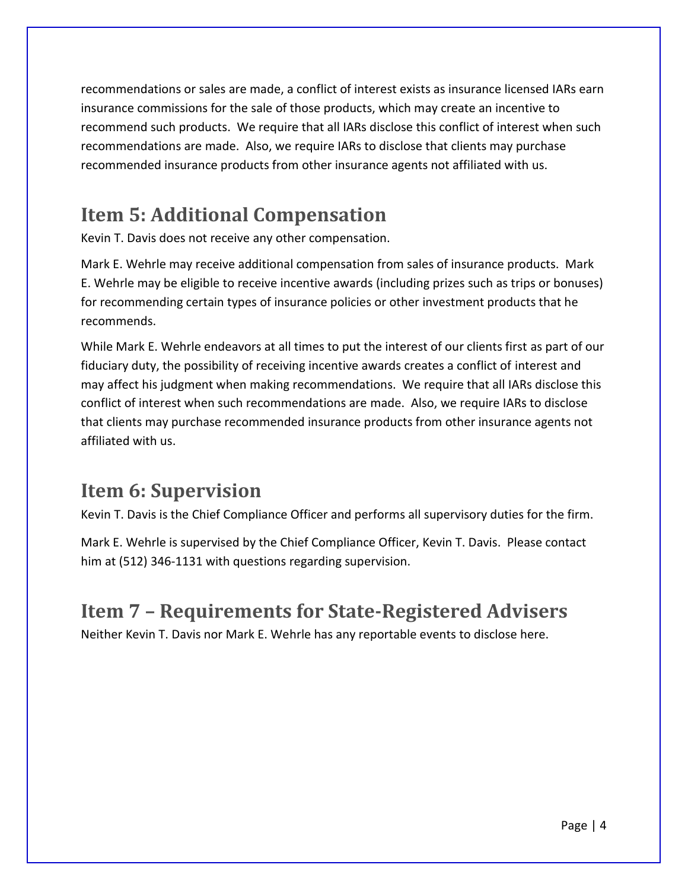recommendations or sales are made, a conflict of interest exists as insurance licensed IARs earn insurance commissions for the sale of those products, which may create an incentive to recommend such products. We require that all IARs disclose this conflict of interest when such recommendations are made. Also, we require IARs to disclose that clients may purchase recommended insurance products from other insurance agents not affiliated with us.

## Item 5: Additional Compensation

Kevin T. Davis does not receive any other compensation.

Mark E. Wehrle may receive additional compensation from sales of insurance products. Mark E. Wehrle may be eligible to receive incentive awards (including prizes such as trips or bonuses) for recommending certain types of insurance policies or other investment products that he recommends.

While Mark E. Wehrle endeavors at all times to put the interest of our clients first as part of our fiduciary duty, the possibility of receiving incentive awards creates a conflict of interest and may affect his judgment when making recommendations. We require that all IARs disclose this conflict of interest when such recommendations are made. Also, we require IARs to disclose that clients may purchase recommended insurance products from other insurance agents not affiliated with us.

## Item 6: Supervision

Kevin T. Davis is the Chief Compliance Officer and performs all supervisory duties for the firm.

Mark E. Wehrle is supervised by the Chief Compliance Officer, Kevin T. Davis. Please contact him at (512) 346-1131 with questions regarding supervision.

## Item 7 – Requirements for State-Registered Advisers

Neither Kevin T. Davis nor Mark E. Wehrle has any reportable events to disclose here.